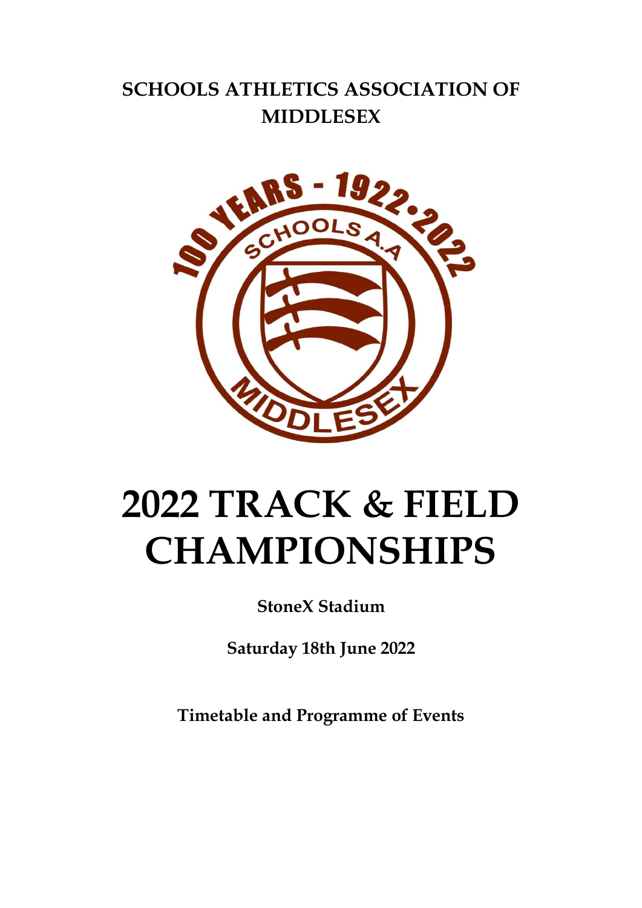# SCHOOLS ATHLETICS ASSOCIATION OF MIDDLESEX

# 2022 TRACK & FIELD CHAMPIONSHIPS

**StoneX Stadium**

**Saturday 18th June 2022**

**Timetable and Programme of Events**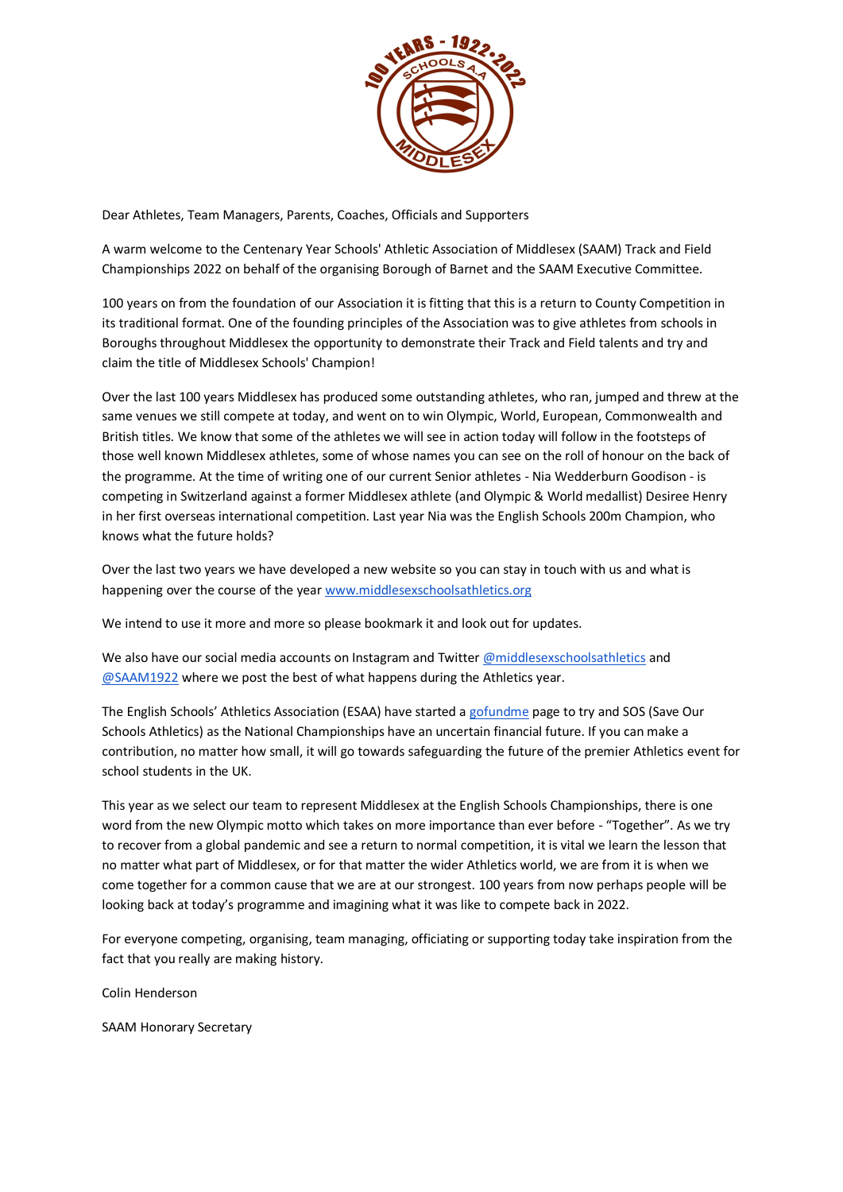Dear Athletes, Team Managers, Parents, Coaches, Officials and Supporters

A warm welcome to the Centenary Year Schools' Athletic Association of Middlesex (SAAM) Track and Field Championships 2022 on behalf of the organising Borough of Barnet and the SAAM Executive Committee.

100 years on from the foundation of our Association it is fitting that this is a return to County Competition in its traditional format. One of the founding principles of the Association was to give athletes from schools in Boroughs throughout Middlesex the opportunity to demonstrate their Track and Field talents and try and claim the title of Middlesex Schools' Champion!

Over the last 100 years Middlesex has produced some outstanding athletes, who ran, jumped and threw at the same venues we still compete at today, and went on to win Olympic, World, European, Commonwealth and British titles. We know that some of the athletes we will see in action today will follow in the footsteps of those well known Middlesex athletes, some of whose names you can see on the roll of honour on the back of the programme. At the time of writing one of our current Senior athletes - Nia Wedderburn Goodison - is competing in Switzerland against a former Middlesex athlete (and Olympic & World medallist) Desiree Henry in her first overseas international competition. Last year Nia was the English Schools 200m Champion, who knows what the future holds?

Over the last two years we have developed a new website so you can stay in touch with us and what is happening over the course of the year [www.middlesexschoolsathletics.org](http://www.middlesexschoolsathletics.org)

We intend to use it more and more so please bookmark it and look out for updates.

We also have our social media accounts on Instagram and Twitter @middlesexschoolsathletics and @SAAM1922 where we post the best of what happens during the Athletics year.

The English Schools' Athletics Association (ESAA) have started a gofundme page to try and SOS (Save Our Schools Athletics) as the National Championships have an uncertain financial future. If you can make a contribution, no matter how small, it will go towards safeguarding the future of the premier Athletics event for school students in the UK.

This year as we select our team to represent Middlesex at the English Schools Championships, there is one word from the new Olympic motto which takes on more importance than ever before - "Together". As we try to recover from a global pandemic and see a return to normal competition, it is vital we learn the lesson that no matter what part of Middlesex, or for that matter the wider Athletics world, we are from it is when we come together for a common cause that we are at our strongest. 100 years from now perhaps people will be looking back at today's programme and imagining what it was like to compete back in 2022.

For everyone competing, organising, team managing, officiating or supporting today take inspiration from the fact that you really are making history.

Colin Henderson

SAAM Honorary Secretary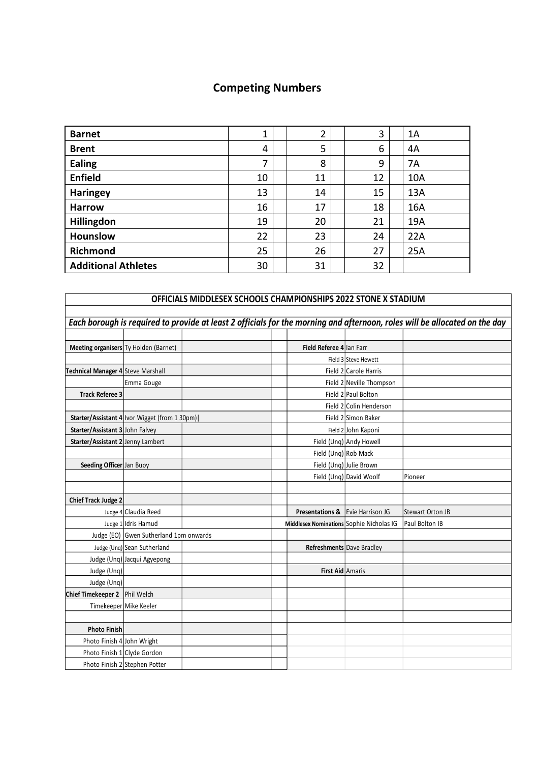## Competing Numbers

| | | | | | | | |
|---|---|---|---|---|---|---|---|
| **Barnet** | 1 | | 2 | | 3 | | 1A |
| **Brent** | 4 | | 5 | | 6 | | 4A |
| **Ealing** | 7 | | 8 | | 9 | | 7A |
| **Enfield** | 10 | | 11 | | 12 | | 10A |
| **Haringey** | 13 | | 14 | | 15 | | 13A |
| **Harrow** | 16 | | 17 | | 18 | | 16A |
| **Hillingdon** | 19 | | 20 | | 21 | | 19A |
| **Hounslow** | 22 | | 23 | | 24 | | 22A |
| **Richmond** | 25 | | 26 | | 27 | | 25A |
| **Additional Athletes** | 30 | | 31 | | 32 | | |

| **OFFICIALS MIDDLESEX SCHOOLS CHAMPIONSHIPS 2022 STONE X STADIUM** | | | | | | |
|---|---|---|---|---|---|---|
| | | | | | | |
| ***Each borough is required to provide at least 2 officials for the morning and afternoon, roles will be allocated on the day*** | | | | | | |
| | | | | | | |
| **Meeting organisers** | Ty Holden (Barnet) | | | **Field Referee 4** | Ian Farr | |
| | | | | Field 3 | Steve Hewett | |
| **Technical Manager 4** | Steve Marshall | | | Field 2 | Carole Harris | |
| | Emma Gouge | | | Field 2 | Neville Thompson | |
| **Track Referee 3** | | | | Field 2 | Paul Bolton | |
| | | | | Field 2 | Colin Henderson | |
| **Starter/Assistant 4** | Ivor Wigget (from 1 30pm)\| | | | Field 2 | Simon Baker | |
| **Starter/Assistant 3** | John Falvey | | | Field 2 | John Kaponi | |
| **Starter/Assistant 2** | Jenny Lambert | | | Field (Unq) | Andy Howell | |
| | | | | Field (Unq) | Rob Mack | |
| **Seeding Officer** | Jan Buoy | | | Field (Unq) | Julie Brown | |
| | | | | Field (Unq) | David Woolf | Pioneer |
| | | | | | | |
| **Chief Track Judge 2** | | | | | | |
| Judge 4 | Claudia Reed | | | **Presentations &** | Evie Harrison JG | Stewart Orton JB |
| Judge 1 | Idris Hamud | | | **Middlesex Nominations** | Sophie Nicholas IG | Paul Bolton IB |
| Judge (EO) | Gwen Sutherland 1pm onwards | | | | | |
| Judge (Unq) | Sean Sutherland | | | **Refreshments** | Dave Bradley | |
| Judge (Unq) | Jacqui Agyepong | | | | | |
| Judge (Unq) | | | | **First Aid** | Amaris | |
| Judge (Unq) | | | | | | |
| **Chief Timekeeper 2** | Phil Welch | | | | | |
| Timekeeper | Mike Keeler | | | | | |
| | | | | | | |
| **Photo Finish** | | | | | | |
| Photo Finish 4 | John Wright | | | | | |
| Photo Finish 1 | Clyde Gordon | | | | | |
| Photo Finish 2 | Stephen Potter | | | | | |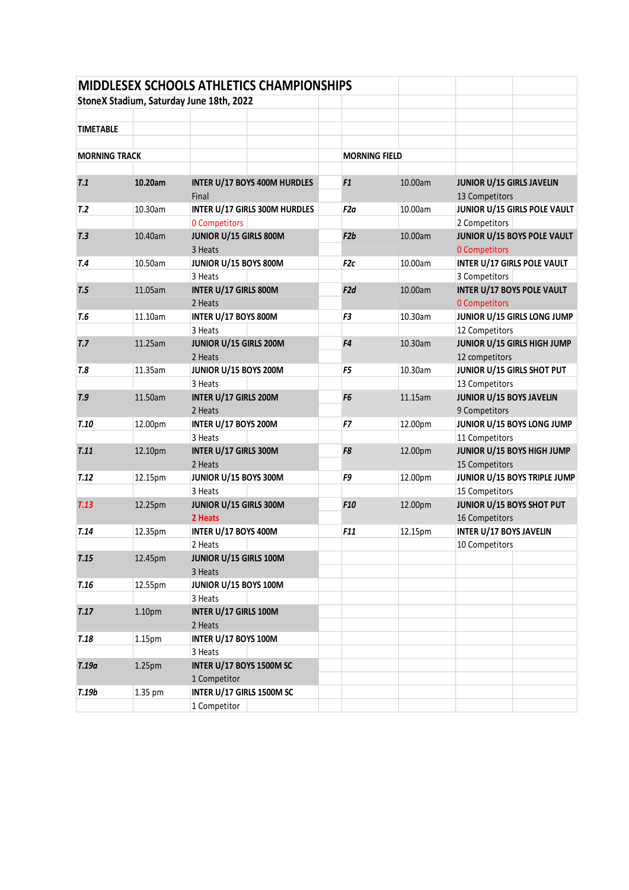# MIDDLESEX SCHOOLS ATHLETICS CHAMPIONSHIPS

**StoneX Stadium, Saturday June 18th, 2022**

**TIMETABLE**

| MORNING TRACK | | | MORNING FIELD | | |
|---|---|---|---|---|---|
| ***T.1*** | **10.20am** | **INTER U/17 BOYS 400M HURDLES**<br>Final | ***F1*** | 10.00am | **JUNIOR U/15 GIRLS JAVELIN**<br>13 Competitors |
| ***T.2*** | 10.30am | **INTER U/17 GIRLS 300M HURDLES**<br>0 Competitors | ***F2a*** | 10.00am | **JUNIOR U/15 GIRLS POLE VAULT**<br>2 Competitors |
| ***T.3*** | 10.40am | **JUNIOR U/15 GIRLS 800M**<br>3 Heats | ***F2b*** | 10.00am | **JUNIOR U/15 BOYS POLE VAULT**<br>0 Competitors |
| ***T.4*** | 10.50am | **JUNIOR U/15 BOYS 800M**<br>3 Heats | ***F2c*** | 10.00am | **INTER U/17 GIRLS POLE VAULT**<br>3 Competitors |
| ***T.5*** | 11.05am | **INTER U/17 GIRLS 800M**<br>2 Heats | ***F2d*** | 10.00am | **INTER U/17 BOYS POLE VAULT**<br>0 Competitors |
| ***T.6*** | 11.10am | **INTER U/17 BOYS 800M**<br>3 Heats | ***F3*** | 10.30am | **JUNIOR U/15 GIRLS LONG JUMP**<br>12 Competitors |
| ***T.7*** | 11.25am | **JUNIOR U/15 GIRLS 200M**<br>2 Heats | ***F4*** | 10.30am | **JUNIOR U/15 GIRLS HIGH JUMP**<br>12 competitors |
| ***T.8*** | 11.35am | **JUNIOR U/15 BOYS 200M**<br>3 Heats | ***F5*** | 10.30am | **JUNIOR U/15 GIRLS SHOT PUT**<br>13 Competitors |
| ***T.9*** | 11.50am | **INTER U/17 GIRLS 200M**<br>2 Heats | ***F6*** | 11.15am | **JUNIOR U/15 BOYS JAVELIN**<br>9 Competitors |
| ***T.10*** | 12.00pm | **INTER U/17 BOYS 200M**<br>3 Heats | ***F7*** | 12.00pm | **JUNIOR U/15 BOYS LONG JUMP**<br>11 Competitors |
| ***T.11*** | 12.10pm | **INTER U/17 GIRLS 300M**<br>2 Heats | ***F8*** | 12.00pm | **JUNIOR U/15 BOYS HIGH JUMP**<br>15 Competitors |
| ***T.12*** | 12.15pm | **JUNIOR U/15 BOYS 300M**<br>3 Heats | ***F9*** | 12.00pm | **JUNIOR U/15 BOYS TRIPLE JUMP**<br>15 Competitors |
| ***T.13*** | 12.25pm | **JUNIOR U/15 GIRLS 300M**<br>**2 Heats** | ***F10*** | 12.00pm | **JUNIOR U/15 BOYS SHOT PUT**<br>16 Competitors |
| ***T.14*** | 12.35pm | **INTER U/17 BOYS 400M**<br>2 Heats | ***F11*** | 12.15pm | **INTER U/17 BOYS JAVELIN**<br>10 Competitors |
| ***T.15*** | 12.45pm | **JUNIOR U/15 GIRLS 100M**<br>3 Heats | | | |
| ***T.16*** | 12.55pm | **JUNIOR U/15 BOYS 100M**<br>3 Heats | | | |
| ***T.17*** | 1.10pm | **INTER U/17 GIRLS 100M**<br>2 Heats | | | |
| ***T.18*** | 1.15pm | **INTER U/17 BOYS 100M**<br>3 Heats | | | |
| ***T.19a*** | 1.25pm | **INTER U/17 BOYS 1500M SC**<br>1 Competitor | | | |
| ***T.19b*** | 1.35 pm | **INTER U/17 GIRLS 1500M SC**<br>1 Competitor | | | |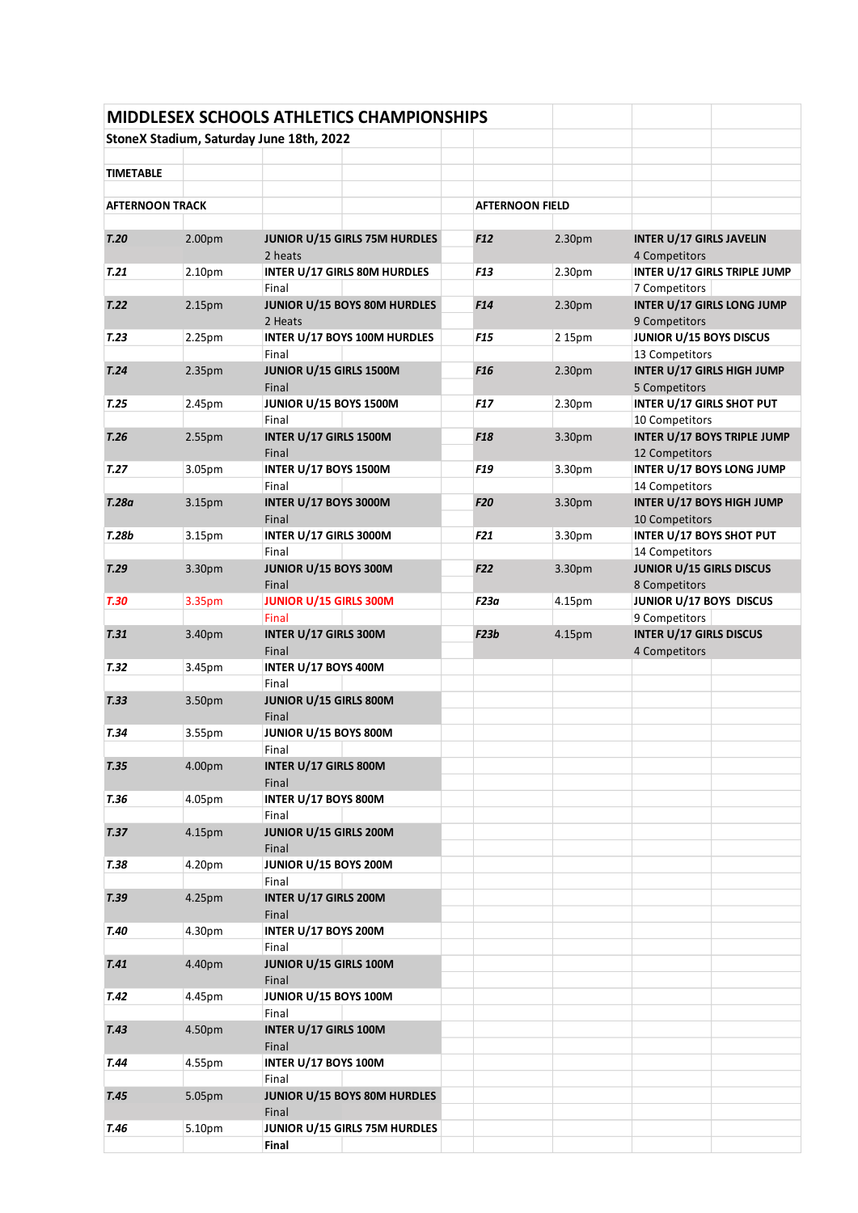# MIDDLESEX SCHOOLS ATHLETICS CHAMPIONSHIPS

**StoneX Stadium, Saturday June 18th, 2022**

**TIMETABLE**

| AFTERNOON TRACK | | | AFTERNOON FIELD | | |
|---|---|---|---|---|---|
| ***T.20*** | 2.00pm | **JUNIOR U/15 GIRLS 75M HURDLES** 2 heats | ***F12*** | 2.30pm | **INTER U/17 GIRLS JAVELIN** 4 Competitors |
| ***T.21*** | 2.10pm | **INTER U/17 GIRLS 80M HURDLES** Final | ***F13*** | 2.30pm | **INTER U/17 GIRLS TRIPLE JUMP** 7 Competitors |
| ***T.22*** | 2.15pm | **JUNIOR U/15 BOYS 80M HURDLES** 2 Heats | ***F14*** | 2.30pm | **INTER U/17 GIRLS LONG JUMP** 9 Competitors |
| ***T.23*** | 2.25pm | **INTER U/17 BOYS 100M HURDLES** Final | ***F15*** | 2 15pm | **JUNIOR U/15 BOYS DISCUS** 13 Competitors |
| ***T.24*** | 2.35pm | **JUNIOR U/15 GIRLS 1500M** Final | ***F16*** | 2.30pm | **INTER U/17 GIRLS HIGH JUMP** 5 Competitors |
| ***T.25*** | 2.45pm | **JUNIOR U/15 BOYS 1500M** Final | ***F17*** | 2.30pm | **INTER U/17 GIRLS SHOT PUT** 10 Competitors |
| ***T.26*** | 2.55pm | **INTER U/17 GIRLS 1500M** Final | ***F18*** | 3.30pm | **INTER U/17 BOYS TRIPLE JUMP** 12 Competitors |
| ***T.27*** | 3.05pm | **INTER U/17 BOYS 1500M** Final | ***F19*** | 3.30pm | **INTER U/17 BOYS LONG JUMP** 14 Competitors |
| ***T.28a*** | 3.15pm | **INTER U/17 BOYS 3000M** Final | ***F20*** | 3.30pm | **INTER U/17 BOYS HIGH JUMP** 10 Competitors |
| ***T.28b*** | 3.15pm | **INTER U/17 GIRLS 3000M** Final | ***F21*** | 3.30pm | **INTER U/17 BOYS SHOT PUT** 14 Competitors |
| ***T.29*** | 3.30pm | **JUNIOR U/15 BOYS 300M** Final | ***F22*** | 3.30pm | **JUNIOR U/15 GIRLS DISCUS** 8 Competitors |
| ***T.30*** | 3.35pm | **JUNIOR U/15 GIRLS 300M** Final | ***F23a*** | 4.15pm | **JUNIOR U/17 BOYS DISCUS** 9 Competitors |
| ***T.31*** | 3.40pm | **INTER U/17 GIRLS 300M** Final | ***F23b*** | 4.15pm | **INTER U/17 GIRLS DISCUS** 4 Competitors |
| ***T.32*** | 3.45pm | **INTER U/17 BOYS 400M** Final | | | |
| ***T.33*** | 3.50pm | **JUNIOR U/15 GIRLS 800M** Final | | | |
| ***T.34*** | 3.55pm | **JUNIOR U/15 BOYS 800M** Final | | | |
| ***T.35*** | 4.00pm | **INTER U/17 GIRLS 800M** Final | | | |
| ***T.36*** | 4.05pm | **INTER U/17 BOYS 800M** Final | | | |
| ***T.37*** | 4.15pm | **JUNIOR U/15 GIRLS 200M** Final | | | |
| ***T.38*** | 4.20pm | **JUNIOR U/15 BOYS 200M** Final | | | |
| ***T.39*** | 4.25pm | **INTER U/17 GIRLS 200M** Final | | | |
| ***T.40*** | 4.30pm | **INTER U/17 BOYS 200M** Final | | | |
| ***T.41*** | 4.40pm | **JUNIOR U/15 GIRLS 100M** Final | | | |
| ***T.42*** | 4.45pm | **JUNIOR U/15 BOYS 100M** Final | | | |
| ***T.43*** | 4.50pm | **INTER U/17 GIRLS 100M** Final | | | |
| ***T.44*** | 4.55pm | **INTER U/17 BOYS 100M** Final | | | |
| ***T.45*** | 5.05pm | **JUNIOR U/15 BOYS 80M HURDLES** Final | | | |
| ***T.46*** | 5.10pm | **JUNIOR U/15 GIRLS 75M HURDLES** **Final** | | | |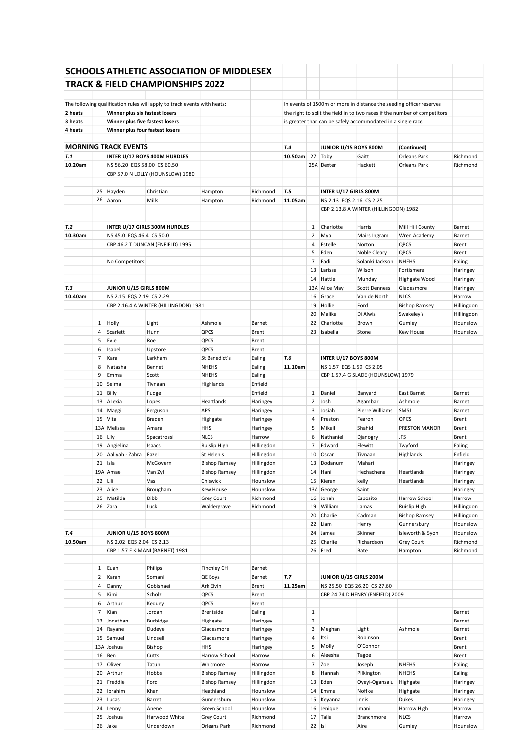# SCHOOLS ATHLETIC ASSOCIATION OF MIDDLESEX
## TRACK & FIELD CHAMPIONSHIPS 2022

The following qualification rules will apply to track events with heats:

| | |
|---|---|
| 2 heats | **Winner plus six fastest losers** |
| 3 heats | **Winner plus five fastest losers** |
| 4 heats | **Winner plus four fastest losers** |

In events of 1500m or more in distance the seeding officer reserves the right to split the field in to two races if the number of competitors is greater than can be safely accommodated in a single race.

### MORNING TRACK EVENTS

**T.1** — 10.20am — **INTER U/17 BOYS 400M HURDLES**

NS 56.20 EQS 58.00 CS 60.50

CBP 57.0 N LOLLY (HOUNSLOW) 1980

| No. | First Name | Surname | School | Borough |
|---|---|---|---|---|
| 25 | Hayden | Christian | Hampton | Richmond |
| 26 | Aaron | Mills | Hampton | Richmond |

**T.2** — 10.30am — **INTER U/17 GIRLS 300M HURDLES**

NS 45.0 EQS 46.4 CS 50.0

CBP 46.2 T DUNCAN (ENFIELD) 1995

No Competitors

**T.3** — 10.40am — **JUNIOR U/15 GIRLS 800M**

NS 2.15 EQS 2.19 CS 2.29

CBP 2.16.4 A WINTER (HILLINGDON) 1981

| No. | First Name | Surname | School | Borough |
|---|---|---|---|---|
| 1 | Holly | Light | Ashmole | Barnet |
| 4 | Scarlett | Hunn | QPCS | Brent |
| 5 | Evie | Roe | QPCS | Brent |
| 6 | Isabel | Upstore | QPCS | Brent |
| 7 | Kara | Larkham | St Benedict's | Ealing |
| 8 | Natasha | Bennet | NHEHS | Ealing |
| 9 | Emma | Scott | NHEHS | Ealing |
| 10 | Selma | Tivnaan | Highlands | Enfield |
| 11 | Billy | Fudge | | Enfield |
| 13 | ALexia | Lopes | Heartlands | Haringey |
| 14 | Maggi | Ferguson | APS | Haringey |
| 15 | Vita | Braden | Highgate | Haringey |
| 13A | Melissa | Amara | HHS | Haringey |
| 16 | Lily | Spacatrossi | NLCS | Harrow |
| 19 | Angielina | Isaacs | Ruislip High | Hillingdon |
| 20 | Aaliyah - Zahra | Fazel | St Helen's | Hillingdon |
| 21 | Isla | McGovern | Bishop Ramsey | Hillingdon |
| 19A | Amae | Van Zyl | Bishop Ramsey | Hillingdon |
| 22 | Lili | Vas | Chiswick | Hounslow |
| 23 | Alice | Brougham | Kew House | Hounslow |
| 25 | Matilda | Dibb | Grey Court | Richmond |
| 26 | Zara | Luck | Waldergrave | Richmond |

**T.4** — 10.50am — **JUNIOR U/15 BOYS 800M**

NS 2.02 EQS 2.04 CS 2.13

CBP 1.57 E KIMANI (BARNET) 1981

| No. | First Name | Surname | School | Borough |
|---|---|---|---|---|
| 1 | Euan | Philips | Finchley CH | Barnet |
| 2 | Karan | Somani | QE Boys | Barnet |
| 4 | Danny | Gobishaei | Ark Elvin | Brent |
| 5 | Kimi | Scholz | QPCS | Brent |
| 6 | Arthur | Kequey | QPCS | Brent |
| 7 | Kian | Jordan | Brentside | Ealing |
| 13 | Jonathan | Burbidge | Highgate | Haringey |
| 14 | Rayane | Dudeye | Gladesmore | Haringey |
| 15 | Samuel | Lindsell | Gladesmore | Haringey |
| 13A | Joshua | Bishop | HHS | Haringey |
| 16 | Ben | Cutts | Harrow School | Harrow |
| 17 | Oliver | Tatun | Whitmore | Harrow |
| 20 | Arthur | Hobbs | Bishop Ramsey | Hillingdon |
| 21 | Freddie | Ford | Bishop Ramsey | Hillingdon |
| 22 | Ibrahim | Khan | Heathland | Hounslow |
| 23 | Lucas | Barret | Gunnersbury | Hounslow |
| 24 | Lenny | Anene | Green School | Hounslow |
| 25 | Joshua | Harwood White | Grey Court | Richmond |
| 26 | Jake | Underdown | Orleans Park | Richmond |

**T.4** — 10.50am — **JUNIOR U/15 BOYS 800M (Continued)**

| No. | First Name | Surname | School | Borough |
|---|---|---|---|---|
| 27 | Toby | Gaitt | Orleans Park | Richmond |
| 25A | Dexter | Hackett | Orleans Park | Richmond |

**T.5** — 11.05am — **INTER U/17 GIRLS 800M**

NS 2.13 EQS 2.16 CS 2.25

CBP 2.13.8 A WINTER (HILLINGDON) 1982

| No. | First Name | Surname | School | Borough |
|---|---|---|---|---|
| 1 | Charlotte | Harris | Mill Hill County | Barnet |
| 2 | Mya | Mairs Ingram | Wren Academy | Barnet |
| 4 | Estelle | Norton | QPCS | Brent |
| 5 | Eden | Noble Cleary | QPCS | Brent |
| 7 | Eadi | Solanki Jackson | NHEHS | Ealing |
| 13 | Larissa | Wilson | Fortismere | Haringey |
| 14 | Hattie | Munday | Highgate Wood | Haringey |
| 13A | Alice May | Scott Denness | Gladesmore | Haringey |
| 16 | Grace | Van de North | NLCS | Harrow |
| 19 | Hollie | Ford | Bishop Ramsey | Hillingdon |
| 20 | Malika | Di Alwis | Swakeley's | Hillingdon |
| 22 | Charlotte | Brown | Gumley | Hounslow |
| 23 | Isabella | Stone | Kew House | Hounslow |

**T.6** — 11.10am — **INTER U/17 BOYS 800M**

NS 1.57 EQS 1.59 CS 2.05

CBP 1.57.4 G SLADE (HOUNSLOW) 1979

| No. | First Name | Surname | School | Borough |
|---|---|---|---|---|
| 1 | Daniel | Banyard | East Barnet | Barnet |
| 2 | Josh | Agambar | Ashmole | Barnet |
| 3 | Josiah | Pierre Williams | SMSJ | Barnet |
| 4 | Preston | Fearon | QPCS | Brent |
| 5 | Mikail | Shahid | PRESTON MANOR | Brent |
| 6 | Nathaniel | Djanogry | JFS | Brent |
| 7 | Edward | Flewitt | Twyford | Ealing |
| 10 | Oscar | Tivnaan | Highlands | Enfield |
| 13 | Dodanum | Mahari | | Haringey |
| 14 | Hani | Hechachena | Heartlands | Haringey |
| 15 | Kieran | kelly | Heartlands | Haringey |
| 13A | George | Saint | | Haringey |
| 16 | Jonah | Esposito | Harrow School | Harrow |
| 19 | William | Lamas | Ruislip High | Hillingdon |
| 20 | Charlie | Cadman | Bishop Ramsey | Hillingdon |
| 22 | Liam | Henry | Gunnersbury | Hounslow |
| 24 | James | Skinner | Isleworth & Syon | Hounslow |
| 25 | Charlie | Richardson | Grey Court | Richmond |
| 26 | Fred | Bate | Hampton | Richmond |

**T.7** — 11.25am — **JUNIOR U/15 GIRLS 200M**

NS 25.50 EQS 26.20 CS 27.60

CBP 24.74 D HENRY (ENFIELD) 2009

| No. | First Name | Surname | School | Borough |
|---|---|---|---|---|
| 1 | | | | Barnet |
| 2 | | | | Barnet |
| 3 | Meghan | Light | Ashmole | Barnet |
| 4 | Itsi | Robinson | | Brent |
| 5 | Molly | O'Connor | | Brent |
| 6 | Aleesha | Tagoe | | Brent |
| 7 | Zoe | Joseph | NHEHS | Ealing |
| 8 | Hannah | Pilkington | NHEHS | Ealing |
| 13 | Eden | Oyeyi-Oganalu | Highgate | Haringey |
| 14 | Emma | Noffke | Highgate | Haringey |
| 15 | Keyanna | Innis | Dukes | Haringey |
| 16 | Jenique | Imani | Harrow High | Harrow |
| 17 | Talia | Branchmore | NLCS | Harrow |
| 22 | Isi | Aire | Gumley | Hounslow |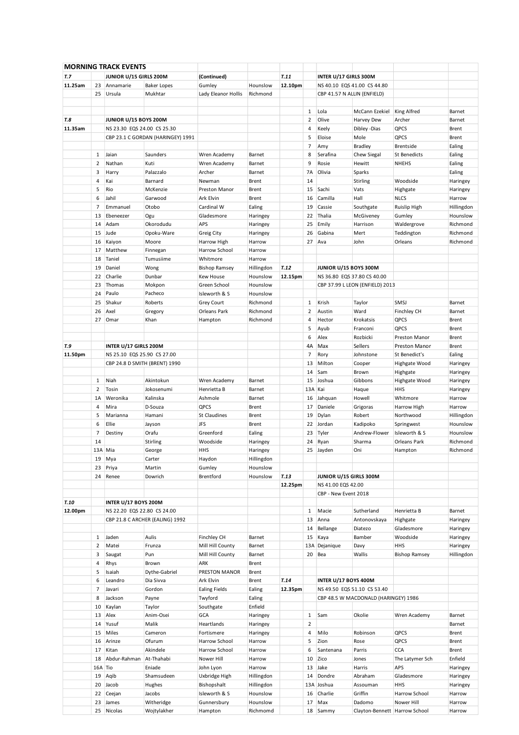## MORNING TRACK EVENTS

| | | | | | |
|---|---|---|---|---|---|
| **T.7** | | **JUNIOR U/15 GIRLS 200M** | | (Continued) | |
| 11.25am | 23 | Annamarie | Baker Lopes | Gumley | Hounslow |
| | 25 | Ursula | Mukhtar | Lady Eleanor Hollis | Richmond |
| | | | | | |
| **T.8** | | **JUNIOR U/15 BOYS 200M** | | | |
| 11.35am | | NS 23.30 EQS 24.00 CS 25.30 | | | |
| | | CBP 23.1 C GORDAN (HARINGEY) 1991 | | | |
| | | | | | |
| | 1 | Jaian | Saunders | Wren Academy | Barnet |
| | 2 | Nathan | Kuti | Wren Academy | Barnet |
| | 3 | Harry | Palazzalo | Archer | Barnet |
| | 4 | Kai | Barnard | Newman | Brent |
| | 5 | Rio | McKenzie | Preston Manor | Brent |
| | 6 | Jahil | Garwood | Ark Elvin | Brent |
| | 7 | Emmanuel | Otobo | Cardinal W | Ealing |
| | 13 | Ebeneezer | Ogu | Gladesmore | Haringey |
| | 14 | Adam | Okorodudu | APS | Haringey |
| | 15 | Jude | Opoku-Ware | Greig City | Haringey |
| | 16 | Kaiyon | Moore | Harrow High | Harrow |
| | 17 | Matthew | Finnegan | Harrow School | Harrow |
| | 18 | Taniel | Tumusiime | Whitmore | Harrow |
| | 19 | Daniel | Wong | Bishop Ramsey | Hillingdon |
| | 22 | Charlie | Dunbar | Kew House | Hounslow |
| | 23 | Thomas | Mokpon | Green School | Hounslow |
| | 24 | Paulo | Pacheco | Isleworth & S | Hounslow |
| | 25 | Shakur | Roberts | Grey Court | Richmond |
| | 26 | Axel | Gregory | Orleans Park | Richmond |
| | 27 | Omar | Khan | Hampton | Richmond |
| | | | | | |
| **T.9** | | **INTER U/17 GIRLS 200M** | | | |
| 11.50pm | | NS 25.10 EQS 25.90 CS 27.00 | | | |
| | | CBP 24.8 D SMITH (BRENT) 1990 | | | |
| | | | | | |
| | 1 | Niah | Akintokun | Wren Academy | Barnet |
| | 2 | Tosin | Jokosenumi | Henrietta B | Barnet |
| | 1A | Weronika | Kalinska | Ashmole | Barnet |
| | 4 | Mira | D-Souza | QPCS | Brent |
| | 5 | Marianna | Hamani | St Claudines | Brent |
| | 6 | Ellie | Jayson | JFS | Brent |
| | 7 | Destiny | Orafu | Greenford | Ealing |
| | 14 | | Stirling | Woodside | Haringey |
| | 13A | Mia | George | HHS | Haringey |
| | 19 | Mya | Carter | Haydon | Hillingdon |
| | 23 | Priya | Martin | Gumley | Hounslow |
| | 24 | Renee | Dowrich | Brentford | Hounslow |
| | | | | | |
| **T.10** | | **INTER U/17 BOYS 200M** | | | |
| 12.00pm | | NS 22.20 EQS 22.80 CS 24.00 | | | |
| | | CBP 21.8 C ARCHER (EALING) 1992 | | | |
| | | | | | |
| | 1 | Jaden | Aulis | Finchley CH | Barnet |
| | 2 | Matei | Frunza | Mill Hill County | Barnet |
| | 3 | Saugat | Pun | Mill Hill County | Barnet |
| | 4 | Rhys | Brown | ARK | Brent |
| | 5 | Isaiah | Dythe-Gabriel | PRESTON MANOR | Brent |
| | 6 | Leandro | Dia Sivva | Ark Elvin | Brent |
| | 7 | Javari | Gordon | Ealing Fields | Ealing |
| | 8 | Jackson | Payne | Twyford | Ealing |
| | 10 | Kaylan | Taylor | Southgate | Enfield |
| | 13 | Alex | Anim-Osei | GCA | Haringey |
| | 14 | Yusuf | Malik | Heartlands | Haringey |
| | 15 | Miles | Cameron | Fortismere | Haringey |
| | 16 | Arinze | Ofurum | Harrow School | Harrow |
| | 17 | Kitan | Akindele | Harrow School | Harrow |
| | 18 | Abdur-Rahman | At-Thahabi | Nower Hill | Harrow |
| | 16A | Tio | Eniade | John Lyon | Harrow |
| | 19 | Aqib | Shamsudeen | Uxbridge High | Hillingdon |
| | 20 | Jacob | Hughes | Bishopshalt | Hillingdon |
| | 22 | Ceejan | Jacobs | Isleworth & S | Hounslow |
| | 23 | James | Witheridge | Gunnersbury | Hounslow |
| | 25 | Nicolas | Wojtylakher | Hampton | Richmomd |

| | | | | | |
|---|---|---|---|---|---|
| **T.11** | | **INTER U/17 GIRLS 300M** | | | |
| 12.10pm | | NS 40.10 EQS 41.00 CS 44.80 | | | |
| | | CBP 41.57 N ALLIN (ENFIELD) | | | |
| | | | | | |
| | 1 | Lola | McCann Ezekiel | King Alfred | Barnet |
| | 2 | Olive | Harvey Dew | Archer | Barnet |
| | 4 | Keely | Dibley -Dias | QPCS | Brent |
| | 5 | Eloise | Mole | QPCS | Brent |
| | 7 | Amy | Bradley | Brentside | Ealing |
| | 8 | Serafina | Chew Siegal | St Benedicts | Ealing |
| | 9 | Rosie | Hewitt | NHEHS | Ealing |
| | 7A | Olivia | Sparks | | Ealing |
| | 14 | | Stirling | Woodside | Haringey |
| | 15 | Sachi | Vats | Highgate | Haringey |
| | 16 | Camilla | Hall | NLCS | Harrow |
| | 19 | Cassie | Southgate | Ruislip High | Hillingdon |
| | 22 | Thalia | McGiveney | Gumley | Hounslow |
| | 25 | Emily | Harrison | Waldergrove | Richmond |
| | 26 | Gabina | Mert | Teddington | Richmond |
| | 27 | Ava | John | Orleans | Richmond |
| | | | | | |
| **T.12** | | **JUNIOR U/15 BOYS 300M** | | | |
| 12.15pm | | NS 36.80 EQS 37.80 CS 40.00 | | | |
| | | CBP 37.99 L LEON (ENFIELD) 2013 | | | |
| | | | | | |
| | 1 | Krish | Taylor | SMSJ | Barnet |
| | 2 | Austin | Ward | Finchley CH | Barnet |
| | 4 | Hector | Krokatsis | QPCS | Brent |
| | 5 | Ayub | Franconi | QPCS | Brent |
| | 6 | Alex | Rozbicki | Preston Manor | Brent |
| | 4A | Max | Sellers | Preston Manor | Brent |
| | 7 | Rory | Johnstone | St Benedict's | Ealing |
| | 13 | Milton | Cooper | Highgate Wood | Haringey |
| | 14 | Sam | Brown | Highgate | Haringey |
| | 15 | Joshua | Gibbons | Highgate Wood | Haringey |
| | 13A | Kai | Haque | HHS | Haringey |
| | 16 | Jahquan | Howell | Whitmore | Harrow |
| | 17 | Daniele | Grigoras | Harrow High | Harrow |
| | 19 | Dylan | Robert | Northwood | Hillingdon |
| | 22 | Jordan | Kadipoko | Springwest | Hounslow |
| | 23 | Tyler | Andrew-Flower | Isleworth & S | Hounslow |
| | 24 | Ryan | Sharma | Orleans Park | Richmond |
| | 25 | Jayden | Oni | Hampton | Richmond |
| | | | | | |
| **T.13** | | **JUNIOR U/15 GIRLS 300M** | | | |
| 12.25pm | | NS 41.00 EQS 42.00 | | | |
| | | CBP - New Event 2018 | | | |
| | | | | | |
| | 1 | Macie | Sutherland | Henrietta B | Barnet |
| | 13 | Anna | Antonovskaya | Highgate | Haringey |
| | 14 | Bellange | Diatezo | Gladesmore | Haringey |
| | 15 | Kaya | Bamber | Woodside | Haringey |
| | 13A | Dejanique | Davy | HHS | Haringey |
| | 20 | Bea | Wallis | Bishop Ramsey | Hillingdon |
| | | | | | |
| **T.14** | | **INTER U/17 BOYS 400M** | | | |
| 12.35pm | | NS 49.50 EQS 51.10 CS 53.40 | | | |
| | | CBP 48.5 W MACDONALD (HARINGEY) 1986 | | | |
| | | | | | |
| | 1 | Sam | Okolie | Wren Academy | Barnet |
| | 2 | | | | Barnet |
| | 4 | Milo | Robinson | QPCS | Brent |
| | 5 | Zion | Rose | QPCS | Brent |
| | 6 | Santenana | Parris | CCA | Brent |
| | 10 | Zico | Jones | The Latymer Sch | Enfield |
| | 13 | Jake | Harris | APS | Haringey |
| | 14 | Dondre | Abraham | Gladesmore | Haringey |
| | 13A | Joshua | Assouman | HHS | Haringey |
| | 16 | Charlie | Griffin | Harrow School | Harrow |
| | 17 | Max | Dadomo | Nower Hill | Harrow |
| | 18 | Sammy | Clayton-Bennett | Harrow School | Harrow |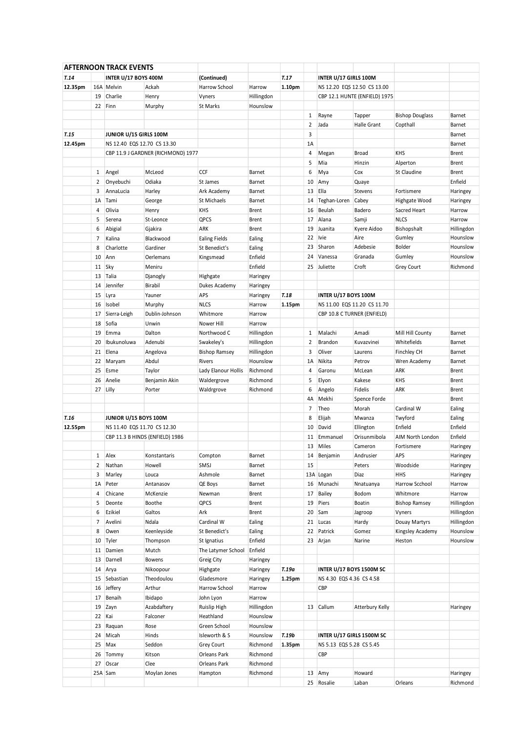## AFTERNOON TRACK EVENTS

| | | | | | | | | | | | |
|---|---|---|---|---|---|---|---|---|---|---|---|
| *T.14* | | **INTER U/17 BOYS 400M** | | **(Continued)** | | *T.17* | | **INTER U/17 GIRLS 100M** | | | |
| **12.35pm** | 16A | Melvin | Ackah | Harrow School | Harrow | **1.10pm** | | NS 12.20 EQS 12.50 CS 13.00 | | | |
| | 19 | Charlie | Henry | Vyners | Hillingdon | | | CBP 12.1 HUNTE (ENFIELD) 1975 | | | |
| | 22 | Finn | Murphy | St Marks | Hounslow | | | | | | |
| | | | | | | | 1 | Rayne | Tapper | Bishop Douglass | Barnet |
| | | | | | | | 2 | Jada | Halle Grant | Copthall | Barnet |
| *T.15* | | **JUNIOR U/15 GIRLS 100M** | | | | | 3 | | | | Barnet |
| **12.45pm** | | NS 12.40 EQS 12.70 CS 13.30 | | | | | 1A | | | | Barnet |
| | | CBP 11.9 J GARDNER (RICHMOND) 1977 | | | | | 4 | Megan | Broad | KHS | Brent |
| | | | | | | | 5 | Mia | Hinzin | Alperton | Brent |
| | 1 | Angel | McLeod | CCF | Barnet | | 6 | Mya | Cox | St Claudine | Brent |
| | 2 | Onyebuchi | Odiaka | St James | Barnet | | 10 | Amy | Quaye | | Enfield |
| | 3 | AnnaLucia | Harley | Ark Academy | Barnet | | 13 | Ella | Stevens | Fortismere | Haringey |
| | 1A | Tami | George | St Michaels | Barnet | | 14 | Teghan-Loren | Cabey | Highgate Wood | Haringey |
| | 4 | Olivia | Henry | KHS | Brent | | 16 | Beulah | Badero | Sacred Heart | Harrow |
| | 5 | Serena | St-Leonce | QPCS | Brent | | 17 | Alana | Samji | NLCS | Harrow |
| | 6 | Abigial | Gjakira | ARK | Brent | | 19 | Juanita | Kyere Aidoo | Bishopshalt | Hillingdon |
| | 7 | Kalina | Blackwood | Ealing Fields | Ealing | | 22 | Ivie | Aire | Gumley | Hounslow |
| | 8 | Charlotte | Gardiner | St Benedict's | Ealing | | 23 | Sharon | Adebesie | Bolder | Hounslow |
| | 10 | Ann | Oerlemans | Kingsmead | Enfield | | 24 | Vanessa | Granada | Gumley | Hounslow |
| | 11 | Sky | Meniru | | Enfield | | 25 | Juliette | Croft | Grey Court | Richmond |
| | 13 | Talia | Djanogly | Highgate | Haringey | | | | | | |
| | 14 | Jennifer | Birabil | Dukes Academy | Haringey | | | | | | |
| | 15 | Lyra | Yauner | APS | Haringey | *T.18* | | **INTER U/17 BOYS 100M** | | | |
| | 16 | Isobel | Murphy | NLCS | Harrow | **1.15pm** | | NS 11.00 EQS 11.20 CS 11.70 | | | |
| | 17 | Sierra-Leigh | Dublin-Johnson | Whitmore | Harrow | | | CBP 10.8 C TURNER (ENFIELD) | | | |
| | 18 | Sofia | Unwin | Nower Hill | Harrow | | | | | | |
| | 19 | Emma | Dalton | Northwood C | Hillingdon | | 1 | Malachi | Amadi | Mill Hill County | Barnet |
| | 20 | Ibukunoluwa | Adenubi | Swakeley's | Hillingdon | | 2 | Brandon | Kuvazvinei | Whitefields | Barnet |
| | 21 | Elena | Angelova | Bishop Ramsey | Hillingdon | | 3 | Oliver | Laurens | Finchley CH | Barnet |
| | 22 | Maryam | Abdul | Rivers | Hounslow | | 1A | Nikita | Petrov | Wren Academy | Barnet |
| | 25 | Esme | Taylor | Lady Elanour Hollis | Richmond | | 4 | Garonu | McLean | ARK | Brent |
| | 26 | Anelie | Benjamin Akin | Waldergrove | Richmond | | 5 | Elyon | Kakese | KHS | Brent |
| | 27 | Lilly | Porter | Waldrgrove | Richmond | | 6 | Angelo | Fidelis | ARK | Brent |
| | | | | | | | 4A | Mekhi | Spence Forde | | Brent |
| | | | | | | | 7 | Theo | Morah | Cardinal W | Ealing |
| *T.16* | | **JUNIOR U/15 BOYS 100M** | | | | | 8 | Elijah | Mwanza | Twyford | Ealing |
| **12.55pm** | | NS 11.40 EQS 11.70 CS 12.30 | | | | | 10 | David | Ellington | Enfield | Enfield |
| | | CBP 11.3 B HINDS (ENFIELD) 1986 | | | | | 11 | Emmanuel | Orisunmibola | AIM North London | Enfield |
| | | | | | | | 13 | Miles | Cameron | Fortismere | Haringey |
| | 1 | Alex | Konstantaris | Compton | Barnet | | 14 | Benjamin | Andrusier | APS | Haringey |
| | 2 | Nathan | Howell | SMSJ | Barnet | | 15 | | Peters | Woodside | Haringey |
| | 3 | Marley | Louca | Ashmole | Barnet | | 13A | Logan | Diaz | HHS | Haringey |
| | 1A | Peter | Antanasov | QE Boys | Barnet | | 16 | Munachi | Nnatuanya | Harrow Scchool | Harrow |
| | 4 | Chicane | McKenzie | Newman | Brent | | 17 | Bailey | Bodom | Whitmore | Harrow |
| | 5 | Deonte | Boothe | QPCS | Brent | | 19 | Piers | Boatin | Bishop Ramsey | Hillingdon |
| | 6 | Ezikiel | Galtos | Ark | Brent | | 20 | Sam | Jagroop | Vyners | Hillingdon |
| | 7 | Avelini | Ndala | Cardinal W | Ealing | | 21 | Lucas | Hardy | Douay Martyrs | Hillingdon |
| | 8 | Owen | Keenleyside | St Benedict's | Ealing | | 22 | Patrick | Gomez | Kingsley Academy | Hounslow |
| | 10 | Tyler | Thompson | St Ignatius | Enfield | | 23 | Arjan | Narine | Heston | Hounslow |
| | 11 | Damien | Mutch | The Latymer School | Enfield | | | | | | |
| | 13 | Darnell | Bowens | Greig City | Haringey | | | | | | |
| | 14 | Arya | Nikoopour | Highgate | Haringey | *T.19a* | | **INTER U/17 BOYS 1500M SC** | | | |
| | 15 | Sebastian | Theodoulou | Gladesmore | Haringey | **1.25pm** | | NS 4.30 EQS 4.36 CS 4.58 | | | |
| | 16 | Jeffery | Arthur | Harrow School | Harrow | | | CBP | | | |
| | 17 | Benaih | Ibidapo | John Lyon | Harrow | | | | | | |
| | 19 | Zayn | Azabdaftery | Ruislip High | Hillingdon | | 13 | Callum | Atterbury Kelly | | Haringey |
| | 22 | Kai | Falconer | Heathland | Hounslow | | | | | | |
| | 23 | Raquan | Rose | Green School | Hounslow | | | | | | |
| | 24 | Micah | Hinds | Isleworth & S | Hounslow | *T.19b* | | **INTER U/17 GIRLS 1500M SC** | | | |
| | 25 | Max | Seddon | Grey Court | Richmond | **1.35pm** | | NS 5.13 EQS 5.28 CS 5.45 | | | |
| | 26 | Tommy | Kitson | Orleans Park | Richmond | | | CBP | | | |
| | 27 | Oscar | Clee | Orleans Park | Richmond | | | | | | |
| | 25A | Sam | Moylan Jones | Hampton | Richmond | | 13 | Amy | Howard | | Haringey |
| | | | | | | | 25 | Rosalie | Laban | Orleans | Richmond |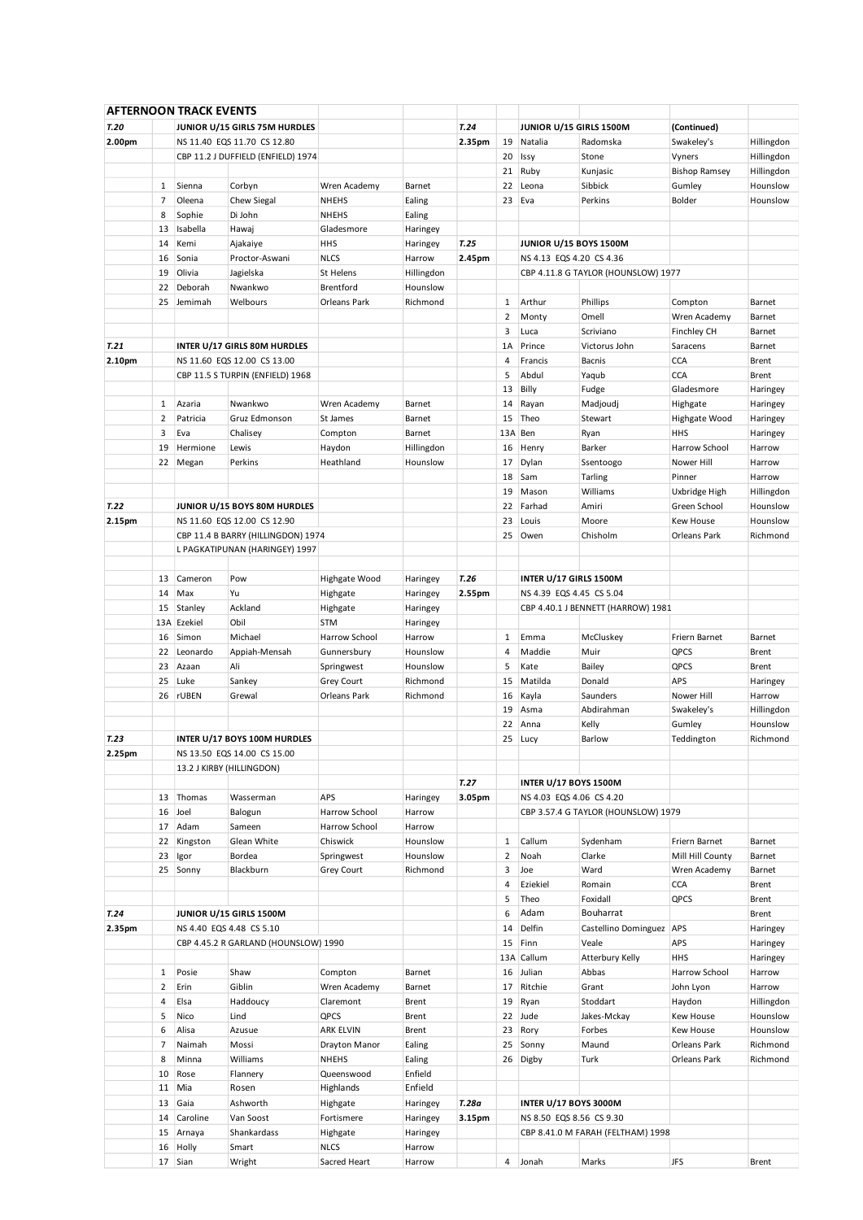## AFTERNOON TRACK EVENTS

| | | | | | |
|---|---|---|---|---|---|
| **T.20** | | **JUNIOR U/15 GIRLS 75M HURDLES** | | | |
| **2.00pm** | | NS 11.40 EQS 11.70 CS 12.80 | | | |
| | | CBP 11.2 J DUFFIELD (ENFIELD) 1974 | | | |
| | 1 | Sienna | Corbyn | Wren Academy | Barnet |
| | 7 | Oleena | Chew Siegal | NHEHS | Ealing |
| | 8 | Sophie | Di John | NHEHS | Ealing |
| | 13 | Isabella | Hawaj | Gladesmore | Haringey |
| | 14 | Kemi | Ajakaiye | HHS | Haringey |
| | 16 | Sonia | Proctor-Aswani | NLCS | Harrow |
| | 19 | Olivia | Jagielska | St Helens | Hillingdon |
| | 22 | Deborah | Nwankwo | Brentford | Hounslow |
| | 25 | Jemimah | Welbours | Orleans Park | Richmond |
| **T.21** | | **INTER U/17 GIRLS 80M HURDLES** | | | |
| **2.10pm** | | NS 11.60 EQS 12.00 CS 13.00 | | | |
| | | CBP 11.5 S TURPIN (ENFIELD) 1968 | | | |
| | 1 | Azaria | Nwankwo | Wren Academy | Barnet |
| | 2 | Patricia | Gruz Edmonson | St James | Barnet |
| | 3 | Eva | Chalisey | Compton | Barnet |
| | 19 | Hermione | Lewis | Haydon | Hillingdon |
| | 22 | Megan | Perkins | Heathland | Hounslow |
| **T.22** | | **JUNIOR U/15 BOYS 80M HURDLES** | | | |
| **2.15pm** | | NS 11.60 EQS 12.00 CS 12.90 | | | |
| | | CBP 11.4 B BARRY (HILLINGDON) 1974 | | | |
| | | L PAGKATIPUNAN (HARINGEY) 1997 | | | |
| | 13 | Cameron | Pow | Highgate Wood | Haringey |
| | 14 | Max | Yu | Highgate | Haringey |
| | 15 | Stanley | Ackland | Highgate | Haringey |
| | 13A | Ezekiel | Obil | STM | Haringey |
| | 16 | Simon | Michael | Harrow School | Harrow |
| | 22 | Leonardo | Appiah-Mensah | Gunnersbury | Hounslow |
| | 23 | Azaan | Ali | Springwest | Hounslow |
| | 25 | Luke | Sankey | Grey Court | Richmond |
| | 26 | rUBEN | Grewal | Orleans Park | Richmond |
| **T.23** | | **INTER U/17 BOYS 100M HURDLES** | | | |
| **2.25pm** | | NS 13.50 EQS 14.00 CS 15.00 | | | |
| | | 13.2 J KIRBY (HILLINGDON) | | | |
| | 13 | Thomas | Wasserman | APS | Haringey |
| | 16 | Joel | Balogun | Harrow School | Harrow |
| | 17 | Adam | Sameen | Harrow School | Harrow |
| | 22 | Kingston | Glean White | Chiswick | Hounslow |
| | 23 | Igor | Bordea | Springwest | Hounslow |
| | 25 | Sonny | Blackburn | Grey Court | Richmond |
| **T.24** | | **JUNIOR U/15 GIRLS 1500M** | | | |
| **2.35pm** | | NS 4.40 EQS 4.48 CS 5.10 | | | |
| | | CBP 4.45.2 R GARLAND (HOUNSLOW) 1990 | | | |
| | 1 | Posie | Shaw | Compton | Barnet |
| | 2 | Erin | Giblin | Wren Academy | Barnet |
| | 4 | Elsa | Haddoucy | Claremont | Brent |
| | 5 | Nico | Lind | QPCS | Brent |
| | 6 | Alisa | Azusue | ARK ELVIN | Brent |
| | 7 | Naimah | Mossi | Drayton Manor | Ealing |
| | 8 | Minna | Williams | NHEHS | Ealing |
| | 10 | Rose | Flannery | Queenswood | Enfield |
| | 11 | Mia | Rosen | Highlands | Enfield |
| | 13 | Gaia | Ashworth | Highgate | Haringey |
| | 14 | Caroline | Van Soost | Fortismere | Haringey |
| | 15 | Arnaya | Shankardass | Highgate | Haringey |
| | 16 | Holly | Smart | NLCS | Harrow |
| | 17 | Sian | Wright | Sacred Heart | Harrow |
| **T.24** | | **JUNIOR U/15 GIRLS 1500M** | | **(Continued)** | |
| **2.35pm** | 19 | Natalia | Radomska | Swakeley's | Hillingdon |
| | 20 | Issy | Stone | Vyners | Hillingdon |
| | 21 | Ruby | Kunjasic | Bishop Ramsey | Hillingdon |
| | 22 | Leona | Sibbick | Gumley | Hounslow |
| | 23 | Eva | Perkins | Bolder | Hounslow |
| **T.25** | | **JUNIOR U/15 BOYS 1500M** | | | |
| **2.45pm** | | NS 4.13 EQS 4.20 CS 4.36 | | | |
| | | CBP 4.11.8 G TAYLOR (HOUNSLOW) 1977 | | | |
| | 1 | Arthur | Phillips | Compton | Barnet |
| | 2 | Monty | Omell | Wren Academy | Barnet |
| | 3 | Luca | Scriviano | Finchley CH | Barnet |
| | 1A | Prince | Victorus John | Saracens | Barnet |
| | 4 | Francis | Bacnis | CCA | Brent |
| | 5 | Abdul | Yaqub | CCA | Brent |
| | 13 | Billy | Fudge | Gladesmore | Haringey |
| | 14 | Rayan | Madjoudj | Highgate | Haringey |
| | 15 | Theo | Stewart | Highgate Wood | Haringey |
| | 13A | Ben | Ryan | HHS | Haringey |
| | 16 | Henry | Barker | Harrow School | Harrow |
| | 17 | Dylan | Ssentoogo | Nower Hill | Harrow |
| | 18 | Sam | Tarling | Pinner | Harrow |
| | 19 | Mason | Williams | Uxbridge High | Hillingdon |
| | 22 | Farhad | Amiri | Green School | Hounslow |
| | 23 | Louis | Moore | Kew House | Hounslow |
| | 25 | Owen | Chisholm | Orleans Park | Richmond |
| **T.26** | | **INTER U/17 GIRLS 1500M** | | | |
| **2.55pm** | | NS 4.39 EQS 4.45 CS 5.04 | | | |
| | | CBP 4.40.1 J BENNETT (HARROW) 1981 | | | |
| | 1 | Emma | McCluskey | Friern Barnet | Barnet |
| | 4 | Maddie | Muir | QPCS | Brent |
| | 5 | Kate | Bailey | QPCS | Brent |
| | 15 | Matilda | Donald | APS | Haringey |
| | 16 | Kayla | Saunders | Nower Hill | Harrow |
| | 19 | Asma | Abdirahman | Swakeley's | Hillingdon |
| | 22 | Anna | Kelly | Gumley | Hounslow |
| | 25 | Lucy | Barlow | Teddington | Richmond |
| **T.27** | | **INTER U/17 BOYS 1500M** | | | |
| **3.05pm** | | NS 4.03 EQS 4.06 CS 4.20 | | | |
| | | CBP 3.57.4 G TAYLOR (HOUNSLOW) 1979 | | | |
| | 1 | Callum | Sydenham | Friern Barnet | Barnet |
| | 2 | Noah | Clarke | Mill Hill County | Barnet |
| | 3 | Joe | Ward | Wren Academy | Barnet |
| | 4 | Eziekiel | Romain | CCA | Brent |
| | 5 | Theo | Foxidall | QPCS | Brent |
| | 6 | Adam | Bouharrat | | Brent |
| | 14 | Delfin | Castellino Dominguez | APS | Haringey |
| | 15 | Finn | Veale | APS | Haringey |
| | 13A | Callum | Atterbury Kelly | HHS | Haringey |
| | 16 | Julian | Abbas | Harrow School | Harrow |
| | 17 | Ritchie | Grant | John Lyon | Harrow |
| | 19 | Ryan | Stoddart | Haydon | Hillingdon |
| | 22 | Jude | Jakes-Mckay | Kew House | Hounslow |
| | 23 | Rory | Forbes | Kew House | Hounslow |
| | 25 | Sonny | Maund | Orleans Park | Richmond |
| | 26 | Digby | Turk | Orleans Park | Richmond |
| **T.28a** | | **INTER U/17 BOYS 3000M** | | | |
| **3.15pm** | | NS 8.50 EQS 8.56 CS 9.30 | | | |
| | | CBP 8.41.0 M FARAH (FELTHAM) 1998 | | | |
| | 4 | Jonah | Marks | JFS | Brent |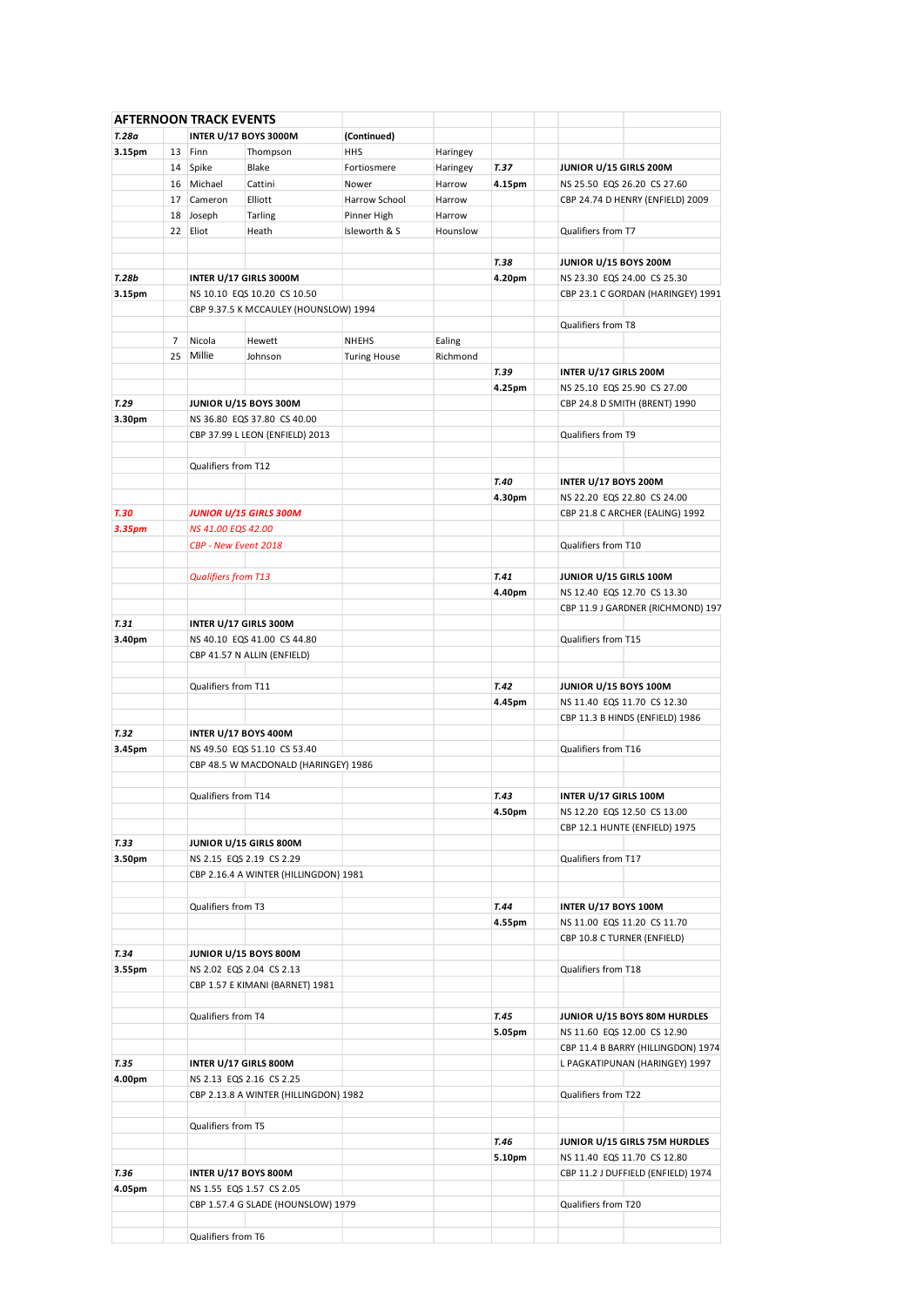## AFTERNOON TRACK EVENTS

| Event | Time | No. | First | Surname | School | Borough |
|---|---|---|---|---|---|---|
| **T.28a** | | | **INTER U/17 BOYS 3000M** | | **(Continued)** | |
| | 3.15pm | 13 | Finn | Thompson | HHS | Haringey |
| | | 14 | Spike | Blake | Fortiosmere | Haringey |
| | | 16 | Michael | Cattini | Nower | Harrow |
| | | 17 | Cameron | Elliott | Harrow School | Harrow |
| | | 18 | Joseph | Tarling | Pinner High | Harrow |
| | | 22 | Eliot | Heath | Isleworth & S | Hounslow |

**T.28b** — **3.15pm** — **INTER U/17 GIRLS 3000M**
NS 10.10 EQS 10.20 CS 10.50
CBP 9.37.5 K MCCAULEY (HOUNSLOW) 1994

| No. | First | Surname | School | Borough |
|---|---|---|---|---|
| 7 | Nicola | Hewett | NHEHS | Ealing |
| 25 | Millie | Johnson | Turing House | Richmond |

**T.29** — **3.30pm** — **JUNIOR U/15 BOYS 300M**
NS 36.80 EQS 37.80 CS 40.00
CBP 37.99 L LEON (ENFIELD) 2013

Qualifiers from T12

***T.30* — *3.35pm* — *JUNIOR U/15 GIRLS 300M***
*NS 41.00 EQS 42.00*
*CBP - New Event 2018*

*Qualifiers from T13*

**T.31** — **3.40pm** — **INTER U/17 GIRLS 300M**
NS 40.10 EQS 41.00 CS 44.80
CBP 41.57 N ALLIN (ENFIELD)

Qualifiers from T11

**T.32** — **3.45pm** — **INTER U/17 BOYS 400M**
NS 49.50 EQS 51.10 CS 53.40
CBP 48.5 W MACDONALD (HARINGEY) 1986

Qualifiers from T14

**T.33** — **3.50pm** — **JUNIOR U/15 GIRLS 800M**
NS 2.15 EQS 2.19 CS 2.29
CBP 2.16.4 A WINTER (HILLINGDON) 1981

Qualifiers from T3

**T.34** — **3.55pm** — **JUNIOR U/15 BOYS 800M**
NS 2.02 EQS 2.04 CS 2.13
CBP 1.57 E KIMANI (BARNET) 1981

Qualifiers from T4

**T.35** — **4.00pm** — **INTER U/17 GIRLS 800M**
NS 2.13 EQS 2.16 CS 2.25
CBP 2.13.8 A WINTER (HILLINGDON) 1982

Qualifiers from T5

**T.36** — **4.05pm** — **INTER U/17 BOYS 800M**
NS 1.55 EQS 1.57 CS 2.05
CBP 1.57.4 G SLADE (HOUNSLOW) 1979

Qualifiers from T6

**T.37** — **4.15pm** — **JUNIOR U/15 GIRLS 200M**
NS 25.50 EQS 26.20 CS 27.60
CBP 24.74 D HENRY (ENFIELD) 2009

Qualifiers from T7

**T.38** — **4.20pm** — **JUNIOR U/15 BOYS 200M**
NS 23.30 EQS 24.00 CS 25.30
CBP 23.1 C GORDAN (HARINGEY) 1991

Qualifiers from T8

**T.39** — **4.25pm** — **INTER U/17 GIRLS 200M**
NS 25.10 EQS 25.90 CS 27.00
CBP 24.8 D SMITH (BRENT) 1990

Qualifiers from T9

**T.40** — **4.30pm** — **INTER U/17 BOYS 200M**
NS 22.20 EQS 22.80 CS 24.00
CBP 21.8 C ARCHER (EALING) 1992

Qualifiers from T10

**T.41** — **4.40pm** — **JUNIOR U/15 GIRLS 100M**
NS 12.40 EQS 12.70 CS 13.30
CBP 11.9 J GARDNER (RICHMOND) 197

Qualifiers from T15

**T.42** — **4.45pm** — **JUNIOR U/15 BOYS 100M**
NS 11.40 EQS 11.70 CS 12.30
CBP 11.3 B HINDS (ENFIELD) 1986

Qualifiers from T16

**T.43** — **4.50pm** — **INTER U/17 GIRLS 100M**
NS 12.20 EQS 12.50 CS 13.00
CBP 12.1 HUNTE (ENFIELD) 1975

Qualifiers from T17

**T.44** — **4.55pm** — **INTER U/17 BOYS 100M**
NS 11.00 EQS 11.20 CS 11.70
CBP 10.8 C TURNER (ENFIELD)

Qualifiers from T18

**T.45** — **5.05pm** — **JUNIOR U/15 BOYS 80M HURDLES**
NS 11.60 EQS 12.00 CS 12.90
CBP 11.4 B BARRY (HILLINGDON) 1974
L PAGKATIPUNAN (HARINGEY) 1997

Qualifiers from T22

**T.46** — **5.10pm** — **JUNIOR U/15 GIRLS 75M HURDLES**
NS 11.40 EQS 11.70 CS 12.80
CBP 11.2 J DUFFIELD (ENFIELD) 1974

Qualifiers from T20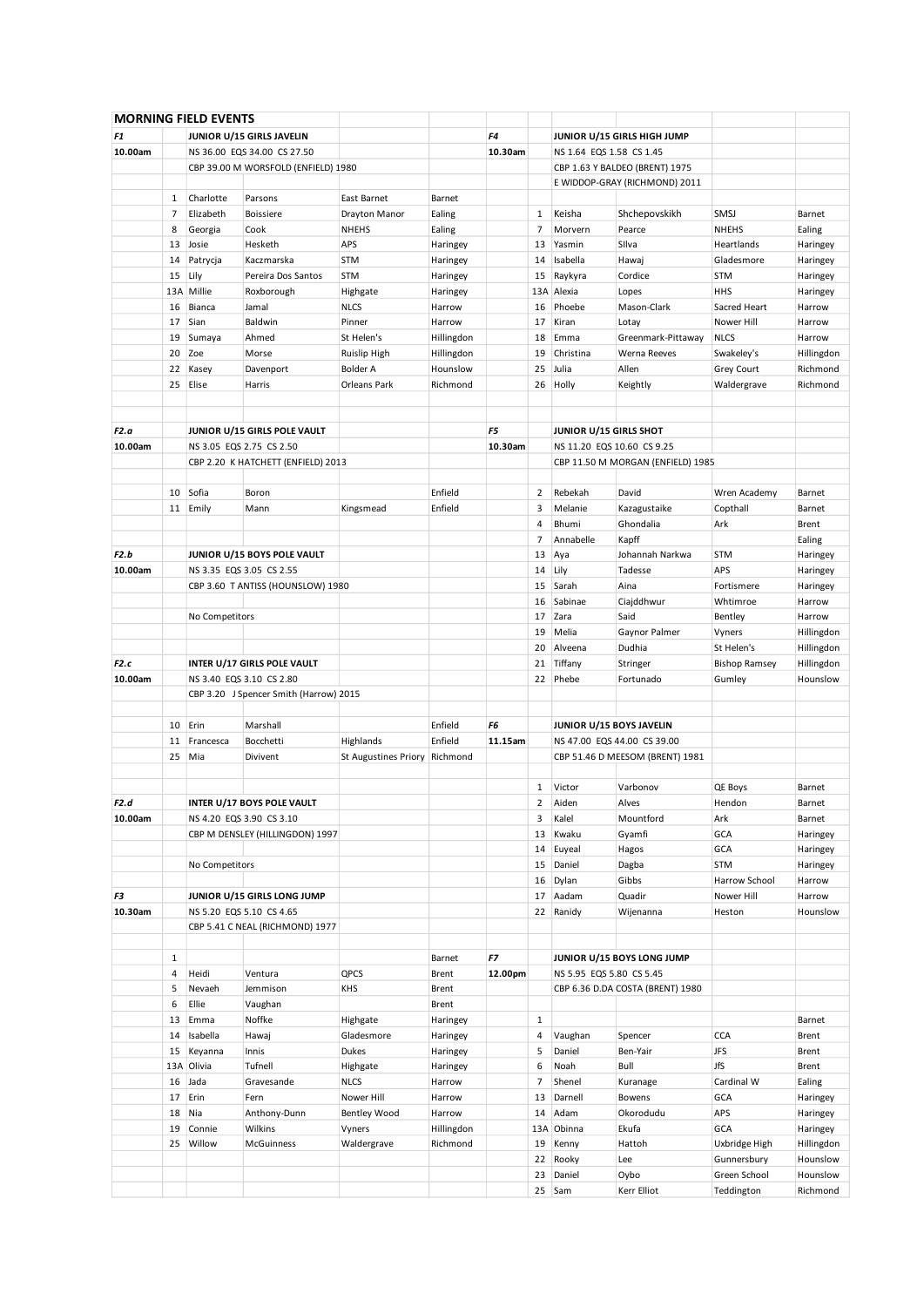## MORNING FIELD EVENTS

### F1 — 10.00am — JUNIOR U/15 GIRLS JAVELIN

NS 36.00 EQS 34.00 CS 27.50

CBP 39.00 M WORSFOLD (ENFIELD) 1980

| No. | First Name | Surname | School | Borough |
|---|---|---|---|---|
| 1 | Charlotte | Parsons | East Barnet | Barnet |
| 7 | Elizabeth | Boissiere | Drayton Manor | Ealing |
| 8 | Georgia | Cook | NHEHS | Ealing |
| 13 | Josie | Hesketh | APS | Haringey |
| 14 | Patrycja | Kaczmarska | STM | Haringey |
| 15 | Lily | Pereira Dos Santos | STM | Haringey |
| 13A | Millie | Roxborough | Highgate | Haringey |
| 16 | Bianca | Jamal | NLCS | Harrow |
| 17 | Sian | Baldwin | Pinner | Harrow |
| 19 | Sumaya | Ahmed | St Helen's | Hillingdon |
| 20 | Zoe | Morse | Ruislip High | Hillingdon |
| 22 | Kasey | Davenport | Bolder A | Hounslow |
| 25 | Elise | Harris | Orleans Park | Richmond |

### F2.a — 10.00am — JUNIOR U/15 GIRLS POLE VAULT

NS 3.05 EQS 2.75 CS 2.50

CBP 2.20 K HATCHETT (ENFIELD) 2013

| No. | First Name | Surname | School | Borough |
|---|---|---|---|---|
| 10 | Sofia | Boron | | Enfield |
| 11 | Emily | Mann | Kingsmead | Enfield |

### F2.b — 10.00am — JUNIOR U/15 BOYS POLE VAULT

NS 3.35 EQS 3.05 CS 2.55

CBP 3.60 T ANTISS (HOUNSLOW) 1980

No Competitors

### F2.c — 10.00am — INTER U/17 GIRLS POLE VAULT

NS 3.40 EQS 3.10 CS 2.80

CBP 3.20 J Spencer Smith (Harrow) 2015

| No. | First Name | Surname | School | Borough |
|---|---|---|---|---|
| 10 | Erin | Marshall | | Enfield |
| 11 | Francesca | Bocchetti | Highlands | Enfield |
| 25 | Mia | Divivent | St Augustines Priory | Richmond |

### F2.d — 10.00am — INTER U/17 BOYS POLE VAULT

NS 4.20 EQS 3.90 CS 3.10

CBP M DENSLEY (HILLINGDON) 1997

No Competitors

### F3 — 10.30am — JUNIOR U/15 GIRLS LONG JUMP

NS 5.20 EQS 5.10 CS 4.65

CBP 5.41 C NEAL (RICHMOND) 1977

| No. | First Name | Surname | School | Borough |
|---|---|---|---|---|
| 1 | | | | Barnet |
| 4 | Heidi | Ventura | QPCS | Brent |
| 5 | Nevaeh | Jemmison | KHS | Brent |
| 6 | Ellie | Vaughan | | Brent |
| 13 | Emma | Noffke | Highgate | Haringey |
| 14 | Isabella | Hawaj | Gladesmore | Haringey |
| 15 | Keyanna | Innis | Dukes | Haringey |
| 13A | Olivia | Tufnell | Highgate | Haringey |
| 16 | Jada | Gravesande | NLCS | Harrow |
| 17 | Erin | Fern | Nower Hill | Harrow |
| 18 | Nia | Anthony-Dunn | Bentley Wood | Harrow |
| 19 | Connie | Wilkins | Vyners | Hillingdon |
| 25 | Willow | McGuinness | Waldergrave | Richmond |

### F4 — 10.30am — JUNIOR U/15 GIRLS HIGH JUMP

NS 1.64 EQS 1.58 CS 1.45

CBP 1.63 Y BALDEO (BRENT) 1975

E WIDDOP-GRAY (RICHMOND) 2011

| No. | First Name | Surname | School | Borough |
|---|---|---|---|---|
| 1 | Keisha | Shchepovskikh | SMSJ | Barnet |
| 7 | Morvern | Pearce | NHEHS | Ealing |
| 13 | Yasmin | SIlva | Heartlands | Haringey |
| 14 | Isabella | Hawaj | Gladesmore | Haringey |
| 15 | Raykyra | Cordice | STM | Haringey |
| 13A | Alexia | Lopes | HHS | Haringey |
| 16 | Phoebe | Mason-Clark | Sacred Heart | Harrow |
| 17 | Kiran | Lotay | Nower Hill | Harrow |
| 18 | Emma | Greenmark-Pittaway | NLCS | Harrow |
| 19 | Christina | Werna Reeves | Swakeley's | Hillingdon |
| 25 | Julia | Allen | Grey Court | Richmond |
| 26 | Holly | Keightly | Waldergrave | Richmond |

### F5 — 10.30am — JUNIOR U/15 GIRLS SHOT

NS 11.20 EQS 10.60 CS 9.25

CBP 11.50 M MORGAN (ENFIELD) 1985

| No. | First Name | Surname | School | Borough |
|---|---|---|---|---|
| 2 | Rebekah | David | Wren Academy | Barnet |
| 3 | Melanie | Kazagustaike | Copthall | Barnet |
| 4 | Bhumi | Ghondalia | Ark | Brent |
| 7 | Annabelle | Kapff | | Ealing |
| 13 | Aya | Johannah Narkwa | STM | Haringey |
| 14 | Lily | Tadesse | APS | Haringey |
| 15 | Sarah | Aina | Fortismere | Haringey |
| 16 | Sabinae | Ciajddhwur | Whtimroe | Harrow |
| 17 | Zara | Said | Bentley | Harrow |
| 19 | Melia | Gaynor Palmer | Vyners | Hillingdon |
| 20 | Alveena | Dudhia | St Helen's | Hillingdon |
| 21 | Tiffany | Stringer | Bishop Ramsey | Hillingdon |
| 22 | Phebe | Fortunado | Gumley | Hounslow |

### F6 — 11.15am — JUNIOR U/15 BOYS JAVELIN

NS 47.00 EQS 44.00 CS 39.00

CBP 51.46 D MEESOM (BRENT) 1981

| No. | First Name | Surname | School | Borough |
|---|---|---|---|---|
| 1 | Victor | Varbonov | QE Boys | Barnet |
| 2 | Aiden | Alves | Hendon | Barnet |
| 3 | Kalel | Mountford | Ark | Barnet |
| 13 | Kwaku | Gyamfi | GCA | Haringey |
| 14 | Euyeal | Hagos | GCA | Haringey |
| 15 | Daniel | Dagba | STM | Haringey |
| 16 | Dylan | Gibbs | Harrow School | Harrow |
| 17 | Aadam | Quadir | Nower Hill | Harrow |
| 22 | Ranidy | Wijenanna | Heston | Hounslow |

### F7 — 12.00pm — JUNIOR U/15 BOYS LONG JUMP

NS 5.95 EQS 5.80 CS 5.45

CBP 6.36 D.DA COSTA (BRENT) 1980

| No. | First Name | Surname | School | Borough |
|---|---|---|---|---|
| 1 | | | | Barnet |
| 4 | Vaughan | Spencer | CCA | Brent |
| 5 | Daniel | Ben-Yair | JFS | Brent |
| 6 | Noah | Bull | JfS | Brent |
| 7 | Shenel | Kuranage | Cardinal W | Ealing |
| 13 | Darnell | Bowens | GCA | Haringey |
| 14 | Adam | Okorodudu | APS | Haringey |
| 13A | Obinna | Ekufa | GCA | Haringey |
| 19 | Kenny | Hattoh | Uxbridge High | Hillingdon |
| 22 | Rooky | Lee | Gunnersbury | Hounslow |
| 23 | Daniel | Oybo | Green School | Hounslow |
| 25 | Sam | Kerr Elliot | Teddington | Richmond |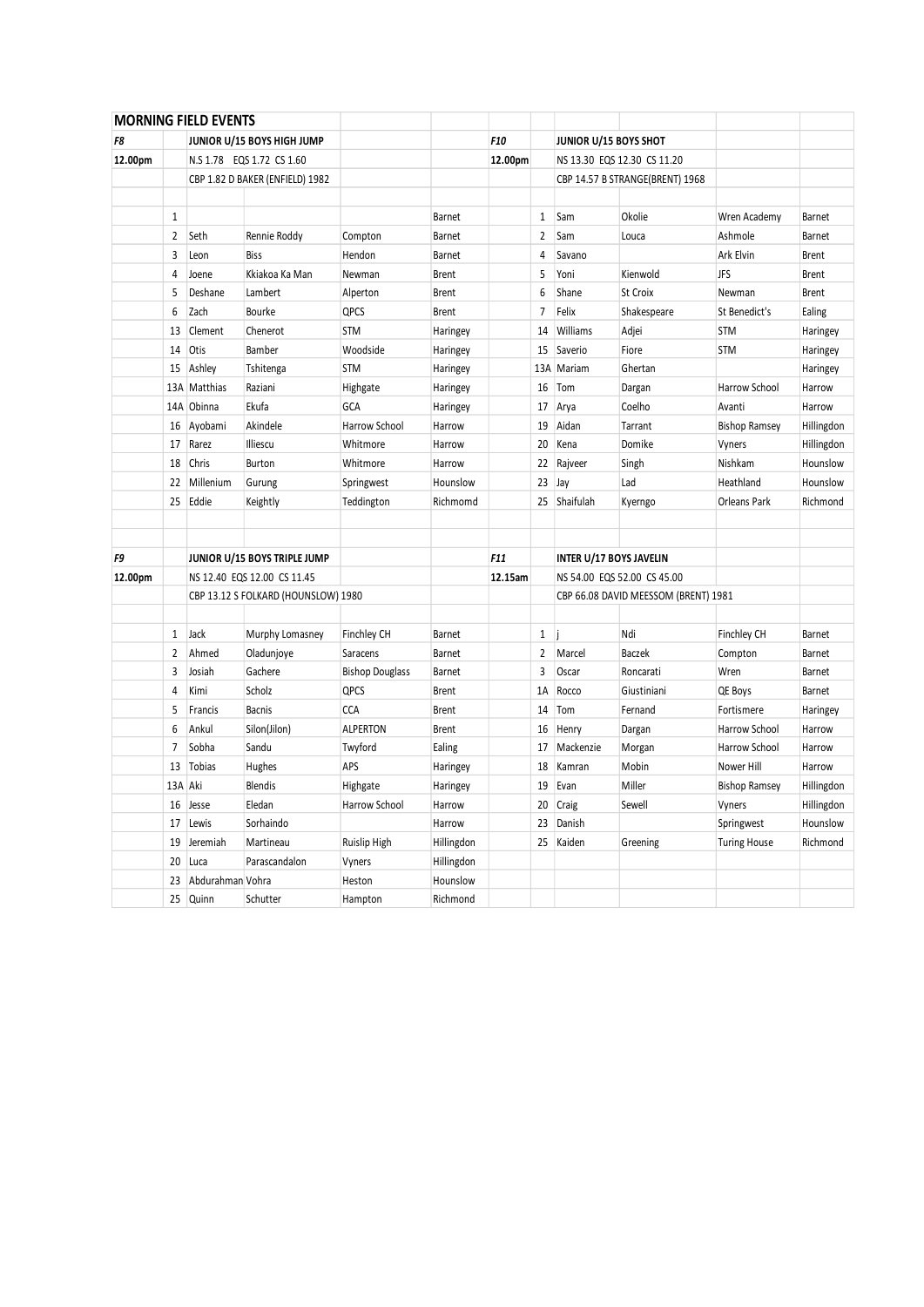## MORNING FIELD EVENTS

| | | | | | | | | | | | |
|---|---|---|---|---|---|---|---|---|---|---|---|
| *F8* | | **JUNIOR U/15 BOYS HIGH JUMP** | | | | *F10* | | **JUNIOR U/15 BOYS SHOT** | | | |
| **12.00pm** | | N.S 1.78 EQS 1.72 CS 1.60 | | | | **12.00pm** | | NS 13.30 EQS 12.30 CS 11.20 | | | |
| | | CBP 1.82 D BAKER (ENFIELD) 1982 | | | | | | CBP 14.57 B STRANGE(BRENT) 1968 | | | |
| | | | | | | | | | | | |
| | 1 | | | | Barnet | | 1 | Sam | Okolie | Wren Academy | Barnet |
| | 2 | Seth | Rennie Roddy | Compton | Barnet | | 2 | Sam | Louca | Ashmole | Barnet |
| | 3 | Leon | Biss | Hendon | Barnet | | 4 | Savano | | Ark Elvin | Brent |
| | 4 | Joene | Kkiakoa Ka Man | Newman | Brent | | 5 | Yoni | Kienwold | JFS | Brent |
| | 5 | Deshane | Lambert | Alperton | Brent | | 6 | Shane | St Croix | Newman | Brent |
| | 6 | Zach | Bourke | QPCS | Brent | | 7 | Felix | Shakespeare | St Benedict's | Ealing |
| | 13 | Clement | Chenerot | STM | Haringey | | 14 | Williams | Adjei | STM | Haringey |
| | 14 | Otis | Bamber | Woodside | Haringey | | 15 | Saverio | Fiore | STM | Haringey |
| | 15 | Ashley | Tshitenga | STM | Haringey | | 13A | Mariam | Ghertan | | Haringey |
| | 13A | Matthias | Raziani | Highgate | Haringey | | 16 | Tom | Dargan | Harrow School | Harrow |
| | 14A | Obinna | Ekufa | GCA | Haringey | | 17 | Arya | Coelho | Avanti | Harrow |
| | 16 | Ayobami | Akindele | Harrow School | Harrow | | 19 | Aidan | Tarrant | Bishop Ramsey | Hillingdon |
| | 17 | Rarez | Illiescu | Whitmore | Harrow | | 20 | Kena | Domike | Vyners | Hillingdon |
| | 18 | Chris | Burton | Whitmore | Harrow | | 22 | Rajveer | Singh | Nishkam | Hounslow |
| | 22 | Millenium | Gurung | Springwest | Hounslow | | 23 | Jay | Lad | Heathland | Hounslow |
| | 25 | Eddie | Keightly | Teddington | Richmomd | | 25 | Shaifulah | Kyerngo | Orleans Park | Richmond |
| | | | | | | | | | | | |
| | | | | | | | | | | | |
| *F9* | | **JUNIOR U/15 BOYS TRIPLE JUMP** | | | | *F11* | | **INTER U/17 BOYS JAVELIN** | | | |
| **12.00pm** | | NS 12.40 EQS 12.00 CS 11.45 | | | | **12.15am** | | NS 54.00 EQS 52.00 CS 45.00 | | | |
| | | CBP 13.12 S FOLKARD (HOUNSLOW) 1980 | | | | | | CBP 66.08 DAVID MEESSOM (BRENT) 1981 | | | |
| | | | | | | | | | | | |
| | 1 | Jack | Murphy Lomasney | Finchley CH | Barnet | | 1 | j | Ndi | Finchley CH | Barnet |
| | 2 | Ahmed | Oladunjoye | Saracens | Barnet | | 2 | Marcel | Baczek | Compton | Barnet |
| | 3 | Josiah | Gachere | Bishop Douglass | Barnet | | 3 | Oscar | Roncarati | Wren | Barnet |
| | 4 | Kimi | Scholz | QPCS | Brent | | 1A | Rocco | Giustiniani | QE Boys | Barnet |
| | 5 | Francis | Bacnis | CCA | Brent | | 14 | Tom | Fernand | Fortismere | Haringey |
| | 6 | Ankul | Silon(Jilon) | ALPERTON | Brent | | 16 | Henry | Dargan | Harrow School | Harrow |
| | 7 | Sobha | Sandu | Twyford | Ealing | | 17 | Mackenzie | Morgan | Harrow School | Harrow |
| | 13 | Tobias | Hughes | APS | Haringey | | 18 | Kamran | Mobin | Nower Hill | Harrow |
| | 13A | Aki | Blendis | Highgate | Haringey | | 19 | Evan | Miller | Bishop Ramsey | Hillingdon |
| | 16 | Jesse | Eledan | Harrow School | Harrow | | 20 | Craig | Sewell | Vyners | Hillingdon |
| | 17 | Lewis | Sorhaindo | | Harrow | | 23 | Danish | | Springwest | Hounslow |
| | 19 | Jeremiah | Martineau | Ruislip High | Hillingdon | | 25 | Kaiden | Greening | Turing House | Richmond |
| | 20 | Luca | Parascandalon | Vyners | Hillingdon | | | | | | |
| | 23 | Abdurahman | Vohra | Heston | Hounslow | | | | | | |
| | 25 | Quinn | Schutter | Hampton | Richmond | | | | | | |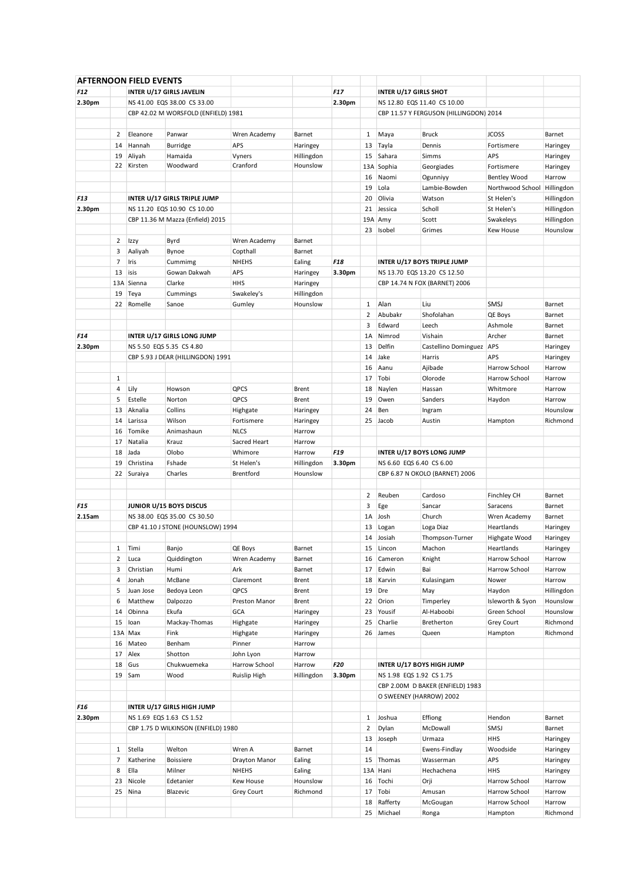## AFTERNOON FIELD EVENTS

| | | | | | |
|---|---|---|---|---|---|
| *F12* | | **INTER U/17 GIRLS JAVELIN** | | | |
| **2.30pm** | | NS 41.00 EQS 38.00 CS 33.00 | | | |
| | | CBP 42.02 M WORSFOLD (ENFIELD) 1981 | | | |
| | | | | | |
| | 2 | Eleanore | Panwar | Wren Academy | Barnet |
| | 14 | Hannah | Burridge | APS | Haringey |
| | 19 | Aliyah | Hamaida | Vyners | Hillingdon |
| | 22 | Kirsten | Woodward | Cranford | Hounslow |
| | | | | | |
| | | | | | |
| *F13* | | **INTER U/17 GIRLS TRIPLE JUMP** | | | |
| **2.30pm** | | NS 11.20 EQS 10.90 CS 10.00 | | | |
| | | CBP 11.36 M Mazza (Enfield) 2015 | | | |
| | | | | | |
| | 2 | Izzy | Byrd | Wren Academy | Barnet |
| | 3 | Aaliyah | Bynoe | Copthall | Barnet |
| | 7 | Iris | Cummimg | NHEHS | Ealing |
| | 13 | isis | Gowan Dakwah | APS | Haringey |
| | 13A | Sienna | Clarke | HHS | Haringey |
| | 19 | Teya | Cummings | Swakeley's | Hillingdon |
| | 22 | Romelle | Sanoe | Gumley | Hounslow |
| | | | | | |
| | | | | | |
| *F14* | | **INTER U/17 GIRLS LONG JUMP** | | | |
| **2.30pm** | | NS 5.50 EQS 5.35 CS 4.80 | | | |
| | | CBP 5.93 J DEAR (HILLINGDON) 1991 | | | |
| | | | | | |
| | 1 | | | | |
| | 4 | Lily | Howson | QPCS | Brent |
| | 5 | Estelle | Norton | QPCS | Brent |
| | 13 | Aknalia | Collins | Highgate | Haringey |
| | 14 | Larissa | Wilson | Fortismere | Haringey |
| | 16 | Tomike | Animashaun | NLCS | Harrow |
| | 17 | Natalia | Krauz | Sacred Heart | Harrow |
| | 18 | Jada | Olobo | Whimore | Harrow |
| | 19 | Christina | Fshade | St Helen's | Hillingdon |
| | 22 | Suraiya | Charles | Brentford | Hounslow |
| | | | | | |
| | | | | | |
| *F15* | | **JUNIOR U/15 BOYS DISCUS** | | | |
| **2.15am** | | NS 38.00 EQS 35.00 CS 30.50 | | | |
| | | CBP 41.10 J STONE (HOUNSLOW) 1994 | | | |
| | | | | | |
| | 1 | Timi | Banjo | QE Boys | Barnet |
| | 2 | Luca | Quiddington | Wren Academy | Barnet |
| | 3 | Christian | Humi | Ark | Barnet |
| | 4 | Jonah | McBane | Claremont | Brent |
| | 5 | Juan Jose | Bedoya Leon | QPCS | Brent |
| | 6 | Matthew | Dalpozzo | Preston Manor | Brent |
| | 14 | Obinna | Ekufa | GCA | Haringey |
| | 15 | Ioan | Mackay-Thomas | Highgate | Haringey |
| | 13A | Max | Fink | Highgate | Haringey |
| | 16 | Mateo | Benham | Pinner | Harrow |
| | 17 | Alex | Shotton | John Lyon | Harrow |
| | 18 | Gus | Chukwuemeka | Harrow School | Harrow |
| | 19 | Sam | Wood | Ruislip High | Hillingdon |
| | | | | | |
| *F16* | | **INTER U/17 GIRLS HIGH JUMP** | | | |
| **2.30pm** | | NS 1.69 EQS 1.63 CS 1.52 | | | |
| | | CBP 1.75 D WILKINSON (ENFIELD) 1980 | | | |
| | | | | | |
| | 1 | Stella | Welton | Wren A | Barnet |
| | 7 | Katherine | Boissiere | Drayton Manor | Ealing |
| | 8 | Ella | Milner | NHEHS | Ealing |
| | 23 | Nicole | Edetanier | Kew House | Hounslow |
| | 25 | Nina | Blazevic | Grey Court | Richmond |

| | | | | | |
|---|---|---|---|---|---|
| *F17* | | **INTER U/17 GIRLS SHOT** | | | |
| **2.30pm** | | NS 12.80 EQS 11.40 CS 10.00 | | | |
| | | CBP 11.57 Y FERGUSON (HILLINGDON) 2014 | | | |
| | | | | | |
| | 1 | Maya | Bruck | JCOSS | Barnet |
| | 13 | Tayla | Dennis | Fortismere | Haringey |
| | 15 | Sahara | Simms | APS | Haringey |
| | 13A | Sophia | Georgiades | Fortismere | Haringey |
| | 16 | Naomi | Ogunniyy | Bentley Wood | Harrow |
| | 19 | Lola | Lambie-Bowden | Northwood School | Hillingdon |
| | 20 | Olivia | Watson | St Helen's | Hillingdon |
| | 21 | Jessica | Scholl | St Helen's | Hillingdon |
| | 19A | Amy | Scott | Swakeleys | Hillingdon |
| | 23 | Isobel | Grimes | Kew House | Hounslow |
| | | | | | |
| *F18* | | **INTER U/17 BOYS TRIPLE JUMP** | | | |
| **3.30pm** | | NS 13.70 EQS 13.20 CS 12.50 | | | |
| | | CBP 14.74 N FOX (BARNET) 2006 | | | |
| | | | | | |
| | 1 | Alan | Liu | SMSJ | Barnet |
| | 2 | Abubakr | Shofolahan | QE Boys | Barnet |
| | 3 | Edward | Leech | Ashmole | Barnet |
| | 1A | Nimrod | Vishain | Archer | Barnet |
| | 13 | Delfin | Castellino Dominguez | APS | Haringey |
| | 14 | Jake | Harris | APS | Haringey |
| | 16 | Aanu | Ajibade | Harrow School | Harrow |
| | 17 | Tobi | Olorode | Harrow School | Harrow |
| | 18 | Naylen | Hassan | Whitmore | Harrow |
| | 19 | Owen | Sanders | Haydon | Harrow |
| | 24 | Ben | Ingram | | Hounslow |
| | 25 | Jacob | Austin | Hampton | Richmond |
| | | | | | |
| *F19* | | **INTER U/17 BOYS LONG JUMP** | | | |
| **3.30pm** | | NS 6.60 EQS 6.40 CS 6.00 | | | |
| | | CBP 6.87 N OKOLO (BARNET) 2006 | | | |
| | | | | | |
| | 2 | Reuben | Cardoso | Finchley CH | Barnet |
| | 3 | Ege | Sancar | Saracens | Barnet |
| | 1A | Josh | Church | Wren Academy | Barnet |
| | 13 | Logan | Loga Diaz | Heartlands | Haringey |
| | 14 | Josiah | Thompson-Turner | Highgate Wood | Haringey |
| | 15 | Lincon | Machon | Heartlands | Haringey |
| | 16 | Cameron | Knight | Harrow School | Harrow |
| | 17 | Edwin | Bai | Harrow School | Harrow |
| | 18 | Karvin | Kulasingam | Nower | Harrow |
| | 19 | Dre | May | Haydon | Hillingdon |
| | 22 | Orion | Timperley | Isleworth & Syon | Hounslow |
| | 23 | Yousif | Al-Haboobi | Green School | Hounslow |
| | 25 | Charlie | Bretherton | Grey Court | Richmond |
| | 26 | James | Queen | Hampton | Richmond |
| | | | | | |
| *F20* | | **INTER U/17 BOYS HIGH JUMP** | | | |
| **3.30pm** | | NS 1.98 EQS 1.92 CS 1.75 | | | |
| | | CBP 2.00M D BAKER (ENFIELD) 1983 | | | |
| | | O SWEENEY (HARROW) 2002 | | | |
| | 1 | Joshua | Effiong | Hendon | Barnet |
| | 2 | Dylan | McDowall | SMSJ | Barnet |
| | 13 | Joseph | Urmaza | HHS | Haringey |
| | 14 | | Ewens-Findlay | Woodside | Haringey |
| | 15 | Thomas | Wasserman | APS | Haringey |
| | 13A | Hani | Hechachena | HHS | Haringey |
| | 16 | Tochi | Orji | Harrow School | Harrow |
| | 17 | Tobi | Amusan | Harrow School | Harrow |
| | 18 | Rafferty | McGougan | Harrow School | Harrow |
| | 25 | Michael | Ronga | Hampton | Richmond |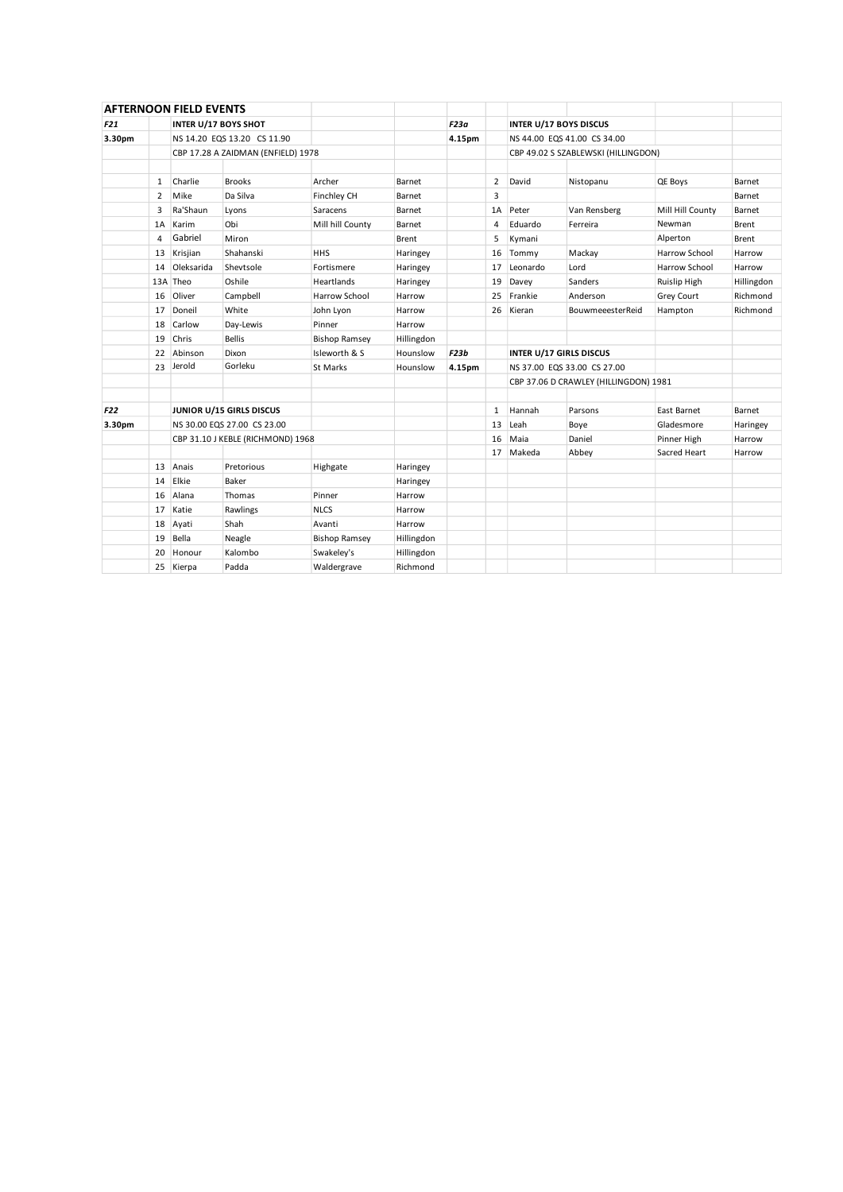## AFTERNOON FIELD EVENTS

| | | | | | | | | | | | |
|---|---|---|---|---|---|---|---|---|---|---|---|
| *F21* | | **INTER U/17 BOYS SHOT** | | | | *F23a* | | **INTER U/17 BOYS DISCUS** | | | |
| **3.30pm** | | NS 14.20 EQS 13.20 CS 11.90 | | | | **4.15pm** | | NS 44.00 EQS 41.00 CS 34.00 | | | |
| | | CBP 17.28 A ZAIDMAN (ENFIELD) 1978 | | | | | | CBP 49.02 S SZABLEWSKI (HILLINGDON) | | | |
| | | | | | | | | | | | |
| | 1 | Charlie | Brooks | Archer | Barnet | | 2 | David | Nistopanu | QE Boys | Barnet |
| | 2 | Mike | Da Silva | Finchley CH | Barnet | | 3 | | | | Barnet |
| | 3 | Ra'Shaun | Lyons | Saracens | Barnet | | 1A | Peter | Van Rensberg | Mill Hill County | Barnet |
| | 1A | Karim | Obi | Mill hill County | Barnet | | 4 | Eduardo | Ferreira | Newman | Brent |
| | 4 | Gabriel | Miron | | Brent | | 5 | Kymani | | Alperton | Brent |
| | 13 | Krisjian | Shahanski | HHS | Haringey | | 16 | Tommy | Mackay | Harrow School | Harrow |
| | 14 | Oleksarida | Shevtsole | Fortismere | Haringey | | 17 | Leonardo | Lord | Harrow School | Harrow |
| | 13A | Theo | Oshile | Heartlands | Haringey | | 19 | Davey | Sanders | Ruislip High | Hillingdon |
| | 16 | Oliver | Campbell | Harrow School | Harrow | | 25 | Frankie | Anderson | Grey Court | Richmond |
| | 17 | Doneil | White | John Lyon | Harrow | | 26 | Kieran | BouwmeeesterReid | Hampton | Richmond |
| | 18 | Carlow | Day-Lewis | Pinner | Harrow | | | | | | |
| | 19 | Chris | Bellis | Bishop Ramsey | Hillingdon | | | | | | |
| | 22 | Abinson | Dixon | Isleworth & S | Hounslow | *F23b* | | **INTER U/17 GIRLS DISCUS** | | | |
| | 23 | Jerold | Gorleku | St Marks | Hounslow | **4.15pm** | | NS 37.00 EQS 33.00 CS 27.00 | | | |
| | | | | | | | | CBP 37.06 D CRAWLEY (HILLINGDON) 1981 | | | |
| | | | | | | | | | | | |
| *F22* | | **JUNIOR U/15 GIRLS DISCUS** | | | | | 1 | Hannah | Parsons | East Barnet | Barnet |
| **3.30pm** | | NS 30.00 EQS 27.00 CS 23.00 | | | | | 13 | Leah | Boye | Gladesmore | Haringey |
| | | CBP 31.10 J KEBLE (RICHMOND) 1968 | | | | | 16 | Maia | Daniel | Pinner High | Harrow |
| | | | | | | | 17 | Makeda | Abbey | Sacred Heart | Harrow |
| | 13 | Anais | Pretorious | Highgate | Haringey | | | | | | |
| | 14 | Elkie | Baker | | Haringey | | | | | | |
| | 16 | Alana | Thomas | Pinner | Harrow | | | | | | |
| | 17 | Katie | Rawlings | NLCS | Harrow | | | | | | |
| | 18 | Ayati | Shah | Avanti | Harrow | | | | | | |
| | 19 | Bella | Neagle | Bishop Ramsey | Hillingdon | | | | | | |
| | 20 | Honour | Kalombo | Swakeley's | Hillingdon | | | | | | |
| | 25 | Kierpa | Padda | Waldergrave | Richmond | | | | | | |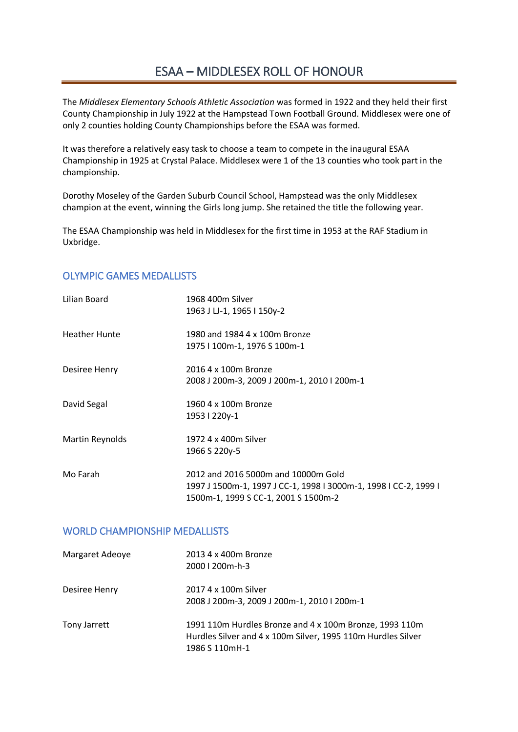# ESAA – MIDDLESEX ROLL OF HONOUR

The *Middlesex Elementary Schools Athletic Association* was formed in 1922 and they held their first County Championship in July 1922 at the Hampstead Town Football Ground. Middlesex were one of only 2 counties holding County Championships before the ESAA was formed.

It was therefore a relatively easy task to choose a team to compete in the inaugural ESAA Championship in 1925 at Crystal Palace. Middlesex were 1 of the 13 counties who took part in the championship.

Dorothy Moseley of the Garden Suburb Council School, Hampstead was the only Middlesex champion at the event, winning the Girls long jump. She retained the title the following year.

The ESAA Championship was held in Middlesex for the first time in 1953 at the RAF Stadium in Uxbridge.

## OLYMPIC GAMES MEDALLISTS

| | |
|---|---|
| Lilian Board | 1968 400m Silver<br>1963 J LJ-1, 1965 I 150y-2 |
| Heather Hunte | 1980 and 1984 4 x 100m Bronze<br>1975 I 100m-1, 1976 S 100m-1 |
| Desiree Henry | 2016 4 x 100m Bronze<br>2008 J 200m-3, 2009 J 200m-1, 2010 I 200m-1 |
| David Segal | 1960 4 x 100m Bronze<br>1953 I 220y-1 |
| Martin Reynolds | 1972 4 x 400m Silver<br>1966 S 220y-5 |
| Mo Farah | 2012 and 2016 5000m and 10000m Gold<br>1997 J 1500m-1, 1997 J CC-1, 1998 I 3000m-1, 1998 I CC-2, 1999 I 1500m-1, 1999 S CC-1, 2001 S 1500m-2 |

## WORLD CHAMPIONSHIP MEDALLISTS

| | |
|---|---|
| Margaret Adeoye | 2013 4 x 400m Bronze<br>2000 I 200m-h-3 |
| Desiree Henry | 2017 4 x 100m Silver<br>2008 J 200m-3, 2009 J 200m-1, 2010 I 200m-1 |
| Tony Jarrett | 1991 110m Hurdles Bronze and 4 x 100m Bronze, 1993 110m Hurdles Silver and 4 x 100m Silver, 1995 110m Hurdles Silver<br>1986 S 110mH-1 |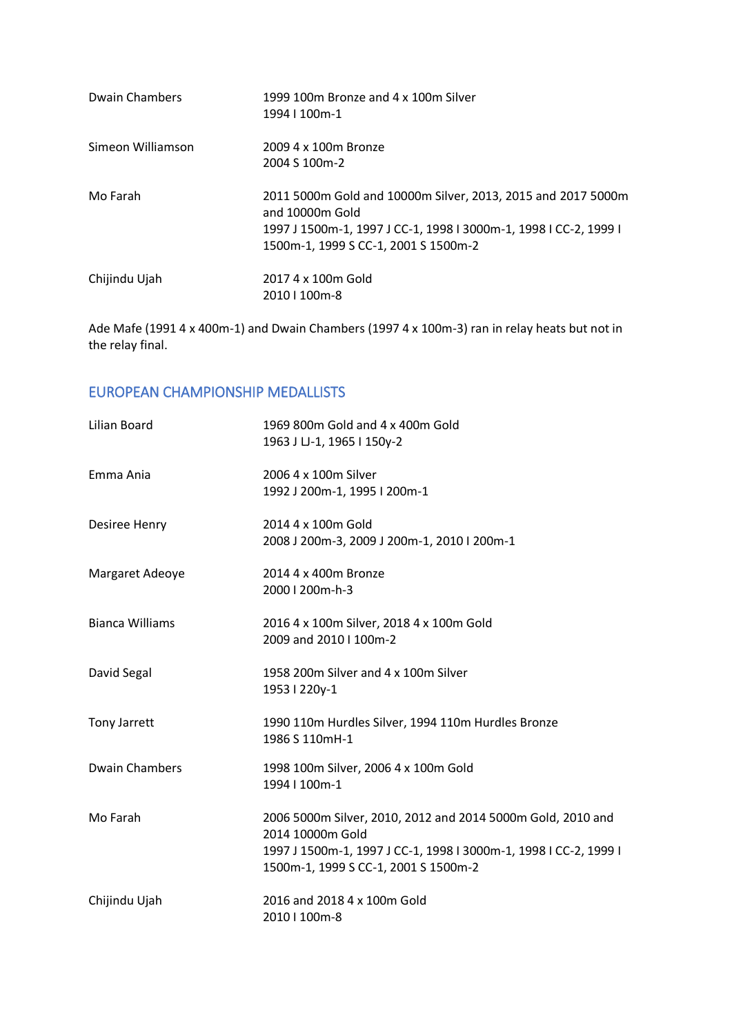| | |
|---|---|
| Dwain Chambers | 1999 100m Bronze and 4 x 100m Silver<br>1994 I 100m-1 |
| Simeon Williamson | 2009 4 x 100m Bronze<br>2004 S 100m-2 |
| Mo Farah | 2011 5000m Gold and 10000m Silver, 2013, 2015 and 2017 5000m and 10000m Gold<br>1997 J 1500m-1, 1997 J CC-1, 1998 I 3000m-1, 1998 I CC-2, 1999 I 1500m-1, 1999 S CC-1, 2001 S 1500m-2 |
| Chijindu Ujah | 2017 4 x 100m Gold<br>2010 I 100m-8 |

Ade Mafe (1991 4 x 400m-1) and Dwain Chambers (1997 4 x 100m-3) ran in relay heats but not in the relay final.

## EUROPEAN CHAMPIONSHIP MEDALLISTS

| | |
|---|---|
| Lilian Board | 1969 800m Gold and 4 x 400m Gold<br>1963 J LJ-1, 1965 I 150y-2 |
| Emma Ania | 2006 4 x 100m Silver<br>1992 J 200m-1, 1995 I 200m-1 |
| Desiree Henry | 2014 4 x 100m Gold<br>2008 J 200m-3, 2009 J 200m-1, 2010 I 200m-1 |
| Margaret Adeoye | 2014 4 x 400m Bronze<br>2000 I 200m-h-3 |
| Bianca Williams | 2016 4 x 100m Silver, 2018 4 x 100m Gold<br>2009 and 2010 I 100m-2 |
| David Segal | 1958 200m Silver and 4 x 100m Silver<br>1953 I 220y-1 |
| Tony Jarrett | 1990 110m Hurdles Silver, 1994 110m Hurdles Bronze<br>1986 S 110mH-1 |
| Dwain Chambers | 1998 100m Silver, 2006 4 x 100m Gold<br>1994 I 100m-1 |
| Mo Farah | 2006 5000m Silver, 2010, 2012 and 2014 5000m Gold, 2010 and 2014 10000m Gold<br>1997 J 1500m-1, 1997 J CC-1, 1998 I 3000m-1, 1998 I CC-2, 1999 I 1500m-1, 1999 S CC-1, 2001 S 1500m-2 |
| Chijindu Ujah | 2016 and 2018 4 x 100m Gold<br>2010 I 100m-8 |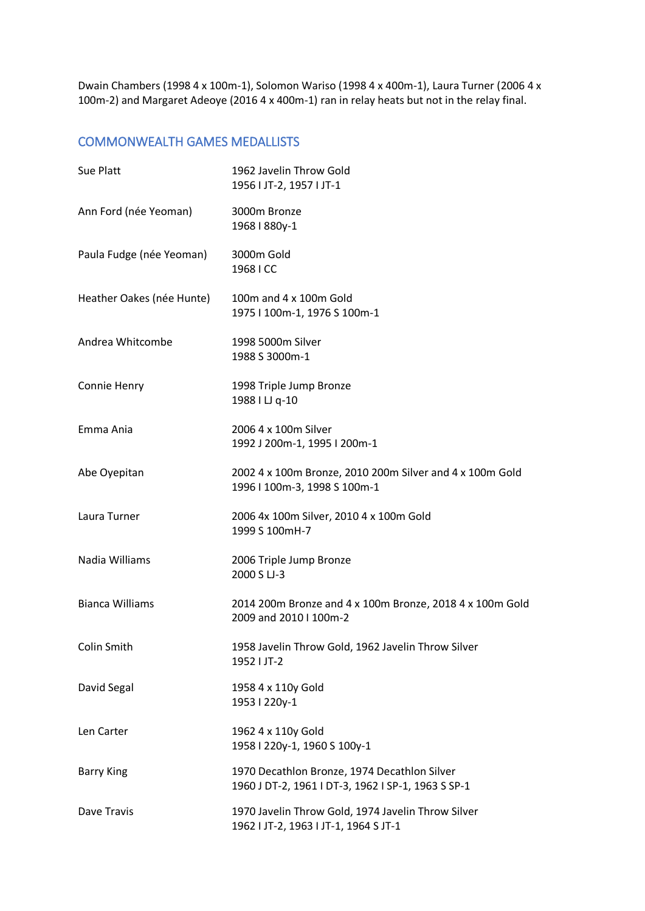Dwain Chambers (1998 4 x 100m-1), Solomon Wariso (1998 4 x 400m-1), Laura Turner (2006 4 x 100m-2) and Margaret Adeoye (2016 4 x 400m-1) ran in relay heats but not in the relay final.

## COMMONWEALTH GAMES MEDALLISTS

| | |
|---|---|
| Sue Platt | 1962 Javelin Throw Gold<br>1956 I JT-2, 1957 I JT-1 |
| Ann Ford (née Yeoman) | 3000m Bronze<br>1968 I 880y-1 |
| Paula Fudge (née Yeoman) | 3000m Gold<br>1968 I CC |
| Heather Oakes (née Hunte) | 100m and 4 x 100m Gold<br>1975 I 100m-1, 1976 S 100m-1 |
| Andrea Whitcombe | 1998 5000m Silver<br>1988 S 3000m-1 |
| Connie Henry | 1998 Triple Jump Bronze<br>1988 I LJ q-10 |
| Emma Ania | 2006 4 x 100m Silver<br>1992 J 200m-1, 1995 I 200m-1 |
| Abe Oyepitan | 2002 4 x 100m Bronze, 2010 200m Silver and 4 x 100m Gold<br>1996 I 100m-3, 1998 S 100m-1 |
| Laura Turner | 2006 4x 100m Silver, 2010 4 x 100m Gold<br>1999 S 100mH-7 |
| Nadia Williams | 2006 Triple Jump Bronze<br>2000 S LJ-3 |
| Bianca Williams | 2014 200m Bronze and 4 x 100m Bronze, 2018 4 x 100m Gold<br>2009 and 2010 I 100m-2 |
| Colin Smith | 1958 Javelin Throw Gold, 1962 Javelin Throw Silver<br>1952 I JT-2 |
| David Segal | 1958 4 x 110y Gold<br>1953 I 220y-1 |
| Len Carter | 1962 4 x 110y Gold<br>1958 I 220y-1, 1960 S 100y-1 |
| Barry King | 1970 Decathlon Bronze, 1974 Decathlon Silver<br>1960 J DT-2, 1961 I DT-3, 1962 I SP-1, 1963 S SP-1 |
| Dave Travis | 1970 Javelin Throw Gold, 1974 Javelin Throw Silver<br>1962 I JT-2, 1963 I JT-1, 1964 S JT-1 |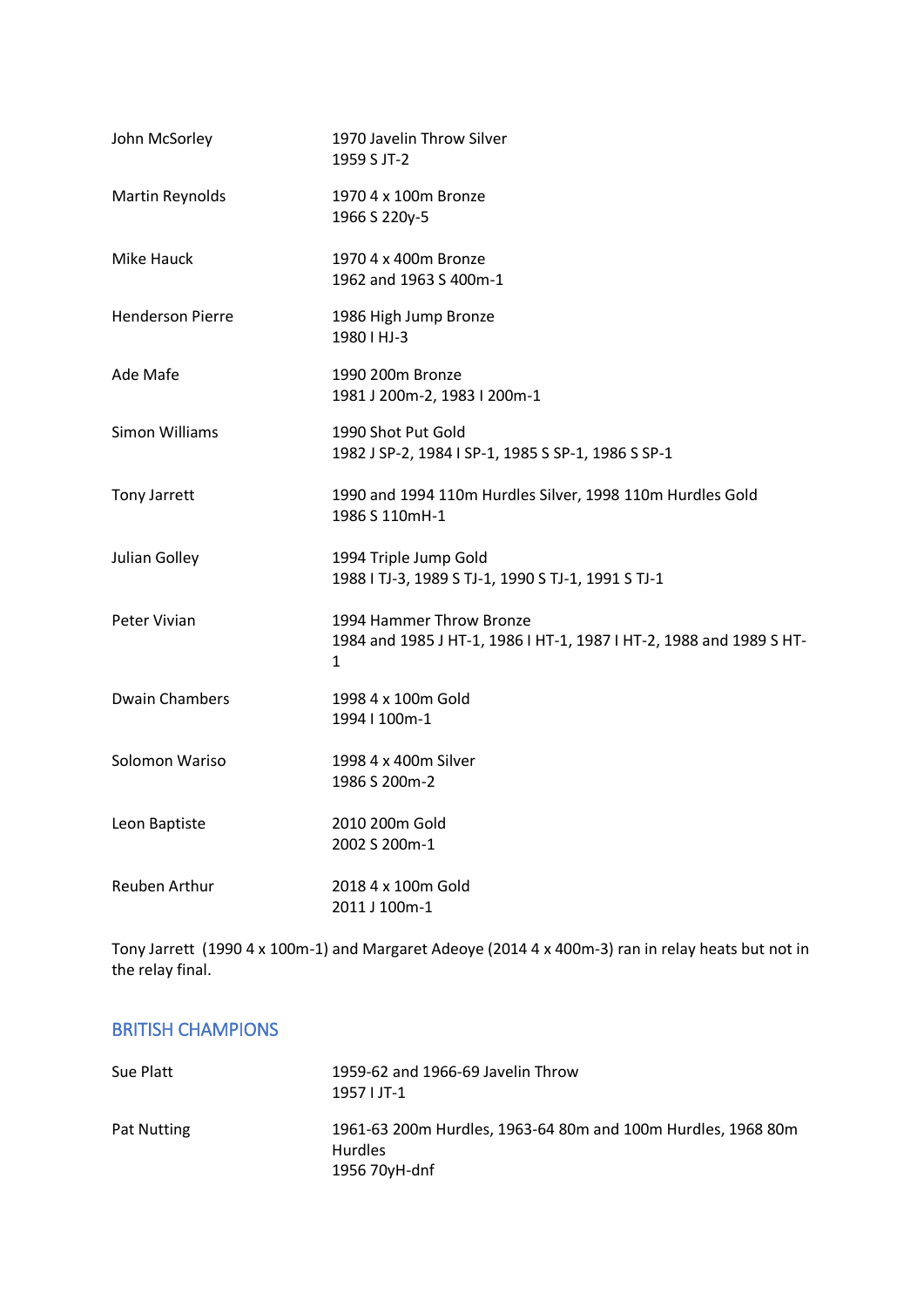| | |
|---|---|
| John McSorley | 1970 Javelin Throw Silver<br>1959 S JT-2 |
| Martin Reynolds | 1970 4 x 100m Bronze<br>1966 S 220y-5 |
| Mike Hauck | 1970 4 x 400m Bronze<br>1962 and 1963 S 400m-1 |
| Henderson Pierre | 1986 High Jump Bronze<br>1980 I HJ-3 |
| Ade Mafe | 1990 200m Bronze<br>1981 J 200m-2, 1983 I 200m-1 |
| Simon Williams | 1990 Shot Put Gold<br>1982 J SP-2, 1984 I SP-1, 1985 S SP-1, 1986 S SP-1 |
| Tony Jarrett | 1990 and 1994 110m Hurdles Silver, 1998 110m Hurdles Gold<br>1986 S 110mH-1 |
| Julian Golley | 1994 Triple Jump Gold<br>1988 I TJ-3, 1989 S TJ-1, 1990 S TJ-1, 1991 S TJ-1 |
| Peter Vivian | 1994 Hammer Throw Bronze<br>1984 and 1985 J HT-1, 1986 I HT-1, 1987 I HT-2, 1988 and 1989 S HT-1 |
| Dwain Chambers | 1998 4 x 100m Gold<br>1994 I 100m-1 |
| Solomon Wariso | 1998 4 x 400m Silver<br>1986 S 200m-2 |
| Leon Baptiste | 2010 200m Gold<br>2002 S 200m-1 |
| Reuben Arthur | 2018 4 x 100m Gold<br>2011 J 100m-1 |

Tony Jarrett (1990 4 x 100m-1) and Margaret Adeoye (2014 4 x 400m-3) ran in relay heats but not in the relay final.

## BRITISH CHAMPIONS

| | |
|---|---|
| Sue Platt | 1959-62 and 1966-69 Javelin Throw<br>1957 I JT-1 |
| Pat Nutting | 1961-63 200m Hurdles, 1963-64 80m and 100m Hurdles, 1968 80m Hurdles<br>1956 70yH-dnf |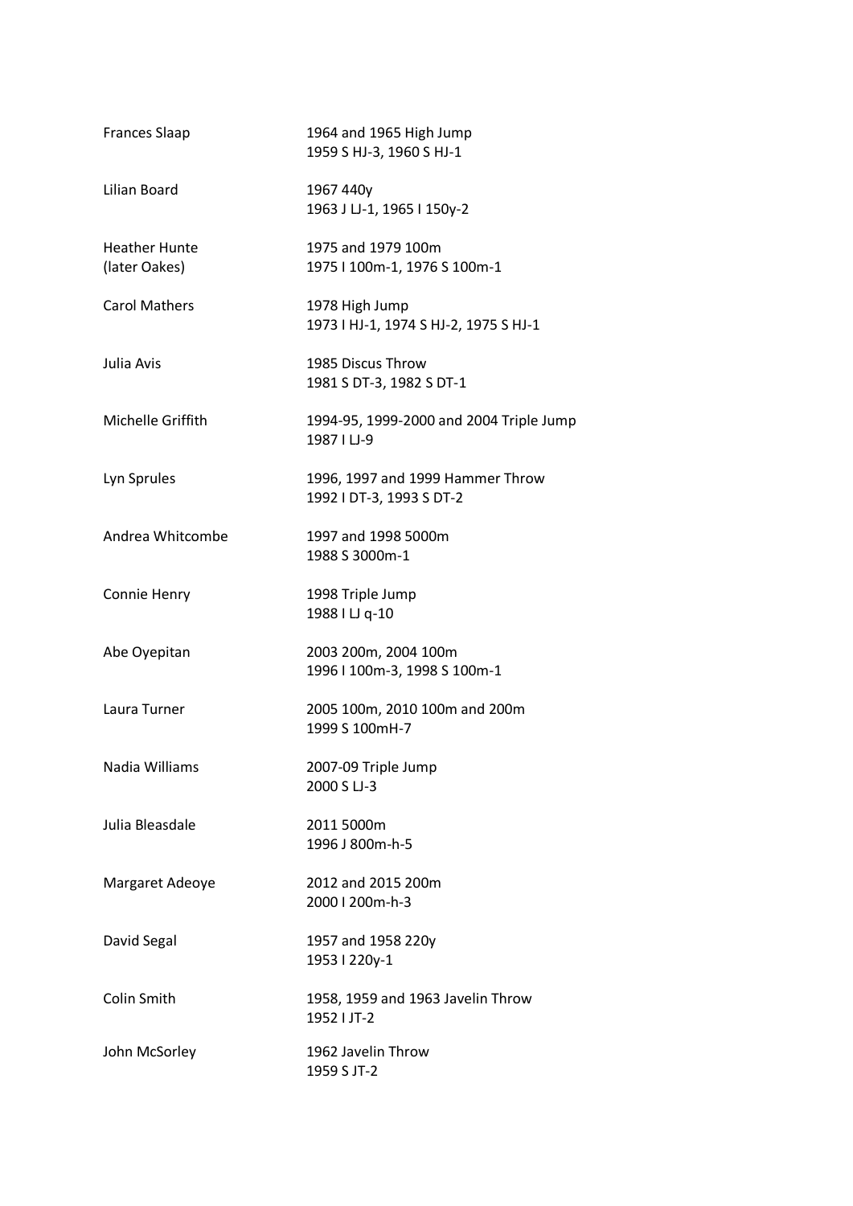| | |
|---|---|
| Frances Slaap | 1964 and 1965 High Jump<br>1959 S HJ-3, 1960 S HJ-1 |
| Lilian Board | 1967 440y<br>1963 J LJ-1, 1965 I 150y-2 |
| Heather Hunte<br>(later Oakes) | 1975 and 1979 100m<br>1975 I 100m-1, 1976 S 100m-1 |
| Carol Mathers | 1978 High Jump<br>1973 I HJ-1, 1974 S HJ-2, 1975 S HJ-1 |
| Julia Avis | 1985 Discus Throw<br>1981 S DT-3, 1982 S DT-1 |
| Michelle Griffith | 1994-95, 1999-2000 and 2004 Triple Jump<br>1987 I LJ-9 |
| Lyn Sprules | 1996, 1997 and 1999 Hammer Throw<br>1992 I DT-3, 1993 S DT-2 |
| Andrea Whitcombe | 1997 and 1998 5000m<br>1988 S 3000m-1 |
| Connie Henry | 1998 Triple Jump<br>1988 I LJ q-10 |
| Abe Oyepitan | 2003 200m, 2004 100m<br>1996 I 100m-3, 1998 S 100m-1 |
| Laura Turner | 2005 100m, 2010 100m and 200m<br>1999 S 100mH-7 |
| Nadia Williams | 2007-09 Triple Jump<br>2000 S LJ-3 |
| Julia Bleasdale | 2011 5000m<br>1996 J 800m-h-5 |
| Margaret Adeoye | 2012 and 2015 200m<br>2000 I 200m-h-3 |
| David Segal | 1957 and 1958 220y<br>1953 I 220y-1 |
| Colin Smith | 1958, 1959 and 1963 Javelin Throw<br>1952 I JT-2 |
| John McSorley | 1962 Javelin Throw<br>1959 S JT-2 |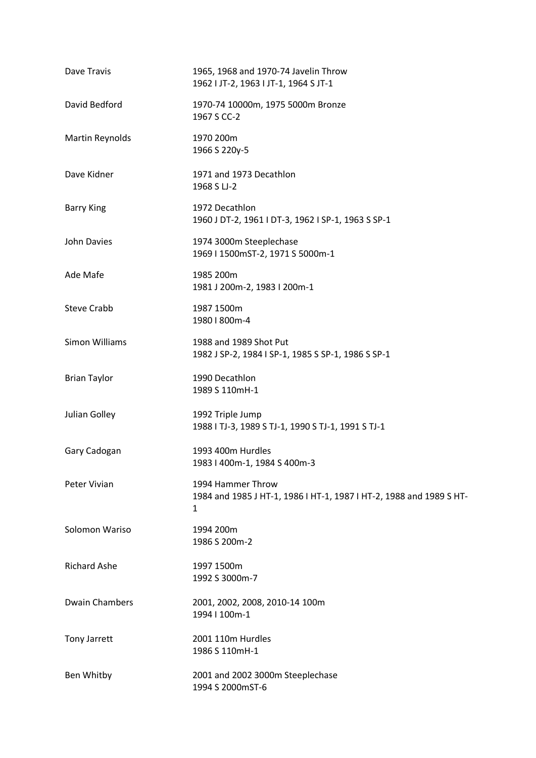| | |
|---|---|
| Dave Travis | 1965, 1968 and 1970-74 Javelin Throw<br>1962 I JT-2, 1963 I JT-1, 1964 S JT-1 |
| David Bedford | 1970-74 10000m, 1975 5000m Bronze<br>1967 S CC-2 |
| Martin Reynolds | 1970 200m<br>1966 S 220y-5 |
| Dave Kidner | 1971 and 1973 Decathlon<br>1968 S LJ-2 |
| Barry King | 1972 Decathlon<br>1960 J DT-2, 1961 I DT-3, 1962 I SP-1, 1963 S SP-1 |
| John Davies | 1974 3000m Steeplechase<br>1969 I 1500mST-2, 1971 S 5000m-1 |
| Ade Mafe | 1985 200m<br>1981 J 200m-2, 1983 I 200m-1 |
| Steve Crabb | 1987 1500m<br>1980 I 800m-4 |
| Simon Williams | 1988 and 1989 Shot Put<br>1982 J SP-2, 1984 I SP-1, 1985 S SP-1, 1986 S SP-1 |
| Brian Taylor | 1990 Decathlon<br>1989 S 110mH-1 |
| Julian Golley | 1992 Triple Jump<br>1988 I TJ-3, 1989 S TJ-1, 1990 S TJ-1, 1991 S TJ-1 |
| Gary Cadogan | 1993 400m Hurdles<br>1983 I 400m-1, 1984 S 400m-3 |
| Peter Vivian | 1994 Hammer Throw<br>1984 and 1985 J HT-1, 1986 I HT-1, 1987 I HT-2, 1988 and 1989 S HT-1 |
| Solomon Wariso | 1994 200m<br>1986 S 200m-2 |
| Richard Ashe | 1997 1500m<br>1992 S 3000m-7 |
| Dwain Chambers | 2001, 2002, 2008, 2010-14 100m<br>1994 I 100m-1 |
| Tony Jarrett | 2001 110m Hurdles<br>1986 S 110mH-1 |
| Ben Whitby | 2001 and 2002 3000m Steeplechase<br>1994 S 2000mST-6 |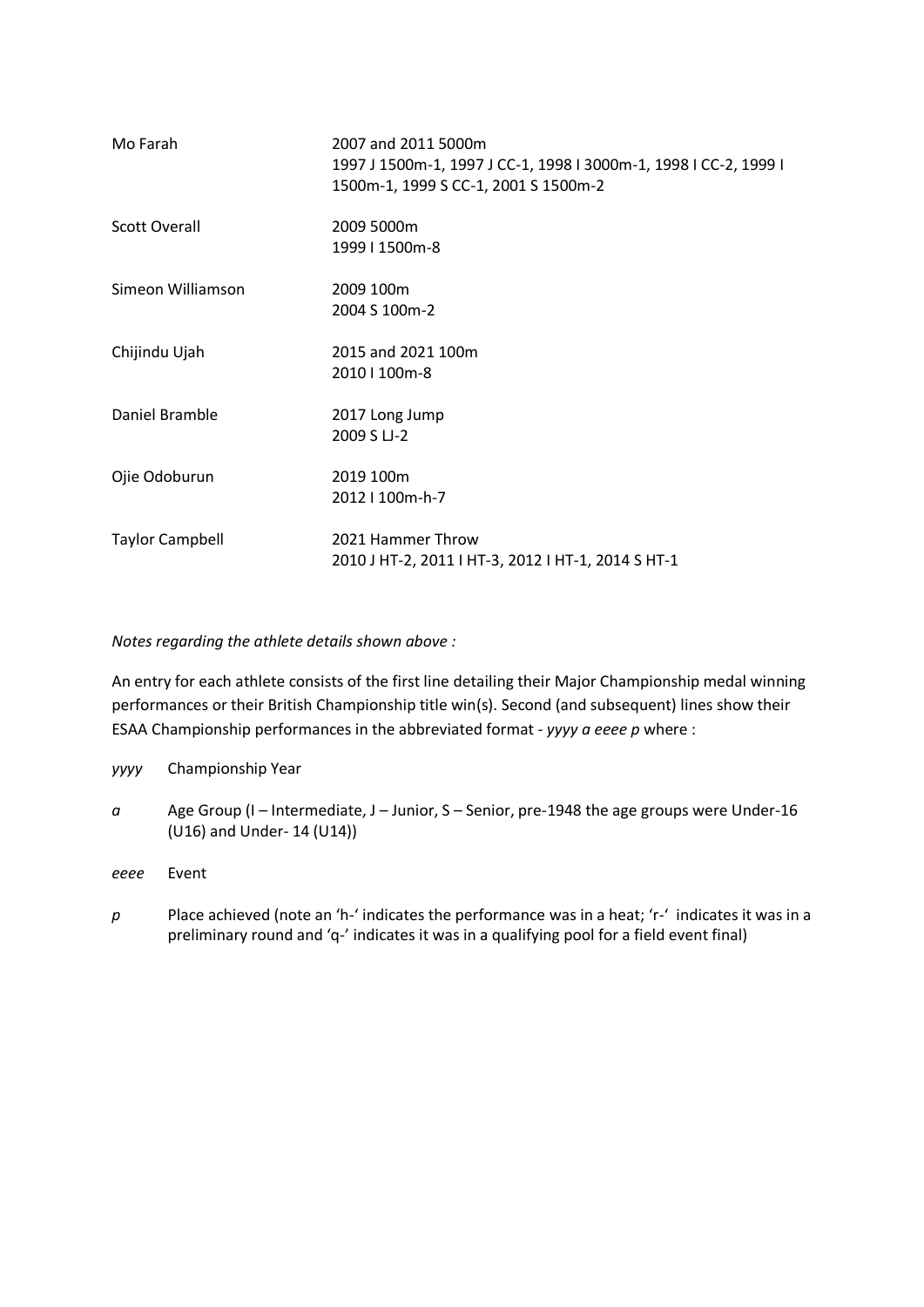| | |
|---|---|
| Mo Farah | 2007 and 2011 5000m<br>1997 J 1500m-1, 1997 J CC-1, 1998 I 3000m-1, 1998 I CC-2, 1999 I 1500m-1, 1999 S CC-1, 2001 S 1500m-2 |
| Scott Overall | 2009 5000m<br>1999 I 1500m-8 |
| Simeon Williamson | 2009 100m<br>2004 S 100m-2 |
| Chijindu Ujah | 2015 and 2021 100m<br>2010 I 100m-8 |
| Daniel Bramble | 2017 Long Jump<br>2009 S LJ-2 |
| Ojie Odoburun | 2019 100m<br>2012 I 100m-h-7 |
| Taylor Campbell | 2021 Hammer Throw<br>2010 J HT-2, 2011 I HT-3, 2012 I HT-1, 2014 S HT-1 |

*Notes regarding the athlete details shown above :*

An entry for each athlete consists of the first line detailing their Major Championship medal winning performances or their British Championship title win(s). Second (and subsequent) lines show their ESAA Championship performances in the abbreviated format - *yyyy a eeee p* where :

*yyyy* Championship Year

*a* Age Group (I – Intermediate, J – Junior, S – Senior, pre-1948 the age groups were Under-16 (U16) and Under- 14 (U14))

*eeee* Event

*p* Place achieved (note an 'h-' indicates the performance was in a heat; 'r-' indicates it was in a preliminary round and 'q-' indicates it was in a qualifying pool for a field event final)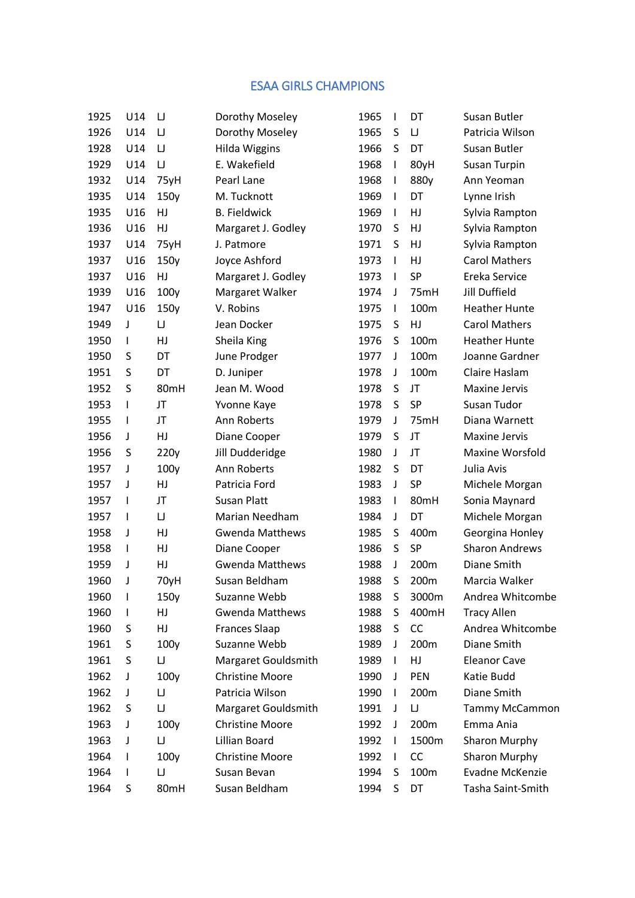# ESAA GIRLS CHAMPIONS

| Year | Age | Event | Name |
|---|---|---|---|
| 1925 | U14 | LJ | Dorothy Moseley |
| 1926 | U14 | LJ | Dorothy Moseley |
| 1928 | U14 | LJ | Hilda Wiggins |
| 1929 | U14 | LJ | E. Wakefield |
| 1932 | U14 | 75yH | Pearl Lane |
| 1935 | U14 | 150y | M. Tucknott |
| 1935 | U16 | HJ | B. Fieldwick |
| 1936 | U16 | HJ | Margaret J. Godley |
| 1937 | U14 | 75yH | J. Patmore |
| 1937 | U16 | 150y | Joyce Ashford |
| 1937 | U16 | HJ | Margaret J. Godley |
| 1939 | U16 | 100y | Margaret Walker |
| 1947 | U16 | 150y | V. Robins |
| 1949 | J | LJ | Jean Docker |
| 1950 | I | HJ | Sheila King |
| 1950 | S | DT | June Prodger |
| 1951 | S | DT | D. Juniper |
| 1952 | S | 80mH | Jean M. Wood |
| 1953 | I | JT | Yvonne Kaye |
| 1955 | I | JT | Ann Roberts |
| 1956 | J | HJ | Diane Cooper |
| 1956 | S | 220y | Jill Dudderidge |
| 1957 | J | 100y | Ann Roberts |
| 1957 | J | HJ | Patricia Ford |
| 1957 | I | JT | Susan Platt |
| 1957 | I | LJ | Marian Needham |
| 1958 | J | HJ | Gwenda Matthews |
| 1958 | I | HJ | Diane Cooper |
| 1959 | J | HJ | Gwenda Matthews |
| 1960 | J | 70yH | Susan Beldham |
| 1960 | I | 150y | Suzanne Webb |
| 1960 | I | HJ | Gwenda Matthews |
| 1960 | S | HJ | Frances Slaap |
| 1961 | S | 100y | Suzanne Webb |
| 1961 | S | LJ | Margaret Gouldsmith |
| 1962 | J | 100y | Christine Moore |
| 1962 | J | LJ | Patricia Wilson |
| 1962 | S | LJ | Margaret Gouldsmith |
| 1963 | J | 100y | Christine Moore |
| 1963 | J | LJ | Lillian Board |
| 1964 | I | 100y | Christine Moore |
| 1964 | I | LJ | Susan Bevan |
| 1964 | S | 80mH | Susan Beldham |
| 1965 | I | DT | Susan Butler |
| 1965 | S | LJ | Patricia Wilson |
| 1966 | S | DT | Susan Butler |
| 1968 | I | 80yH | Susan Turpin |
| 1968 | I | 880y | Ann Yeoman |
| 1969 | I | DT | Lynne Irish |
| 1969 | I | HJ | Sylvia Rampton |
| 1970 | S | HJ | Sylvia Rampton |
| 1971 | S | HJ | Sylvia Rampton |
| 1973 | I | HJ | Carol Mathers |
| 1973 | I | SP | Ereka Service |
| 1974 | J | 75mH | Jill Duffield |
| 1975 | I | 100m | Heather Hunte |
| 1975 | S | HJ | Carol Mathers |
| 1976 | S | 100m | Heather Hunte |
| 1977 | J | 100m | Joanne Gardner |
| 1978 | J | 100m | Claire Haslam |
| 1978 | S | JT | Maxine Jervis |
| 1978 | S | SP | Susan Tudor |
| 1979 | J | 75mH | Diana Warnett |
| 1979 | S | JT | Maxine Jervis |
| 1980 | J | JT | Maxine Worsfold |
| 1982 | S | DT | Julia Avis |
| 1983 | J | SP | Michele Morgan |
| 1983 | I | 80mH | Sonia Maynard |
| 1984 | J | DT | Michele Morgan |
| 1985 | S | 400m | Georgina Honley |
| 1986 | S | SP | Sharon Andrews |
| 1988 | J | 200m | Diane Smith |
| 1988 | S | 200m | Marcia Walker |
| 1988 | S | 3000m | Andrea Whitcombe |
| 1988 | S | 400mH | Tracy Allen |
| 1988 | S | CC | Andrea Whitcombe |
| 1989 | J | 200m | Diane Smith |
| 1989 | I | HJ | Eleanor Cave |
| 1990 | J | PEN | Katie Budd |
| 1990 | I | 200m | Diane Smith |
| 1991 | J | LJ | Tammy McCammon |
| 1992 | J | 200m | Emma Ania |
| 1992 | J | 1500m | Sharon Murphy |
| 1992 | I | CC | Sharon Murphy |
| 1994 | S | 100m | Evadne McKenzie |
| 1994 | S | DT | Tasha Saint-Smith |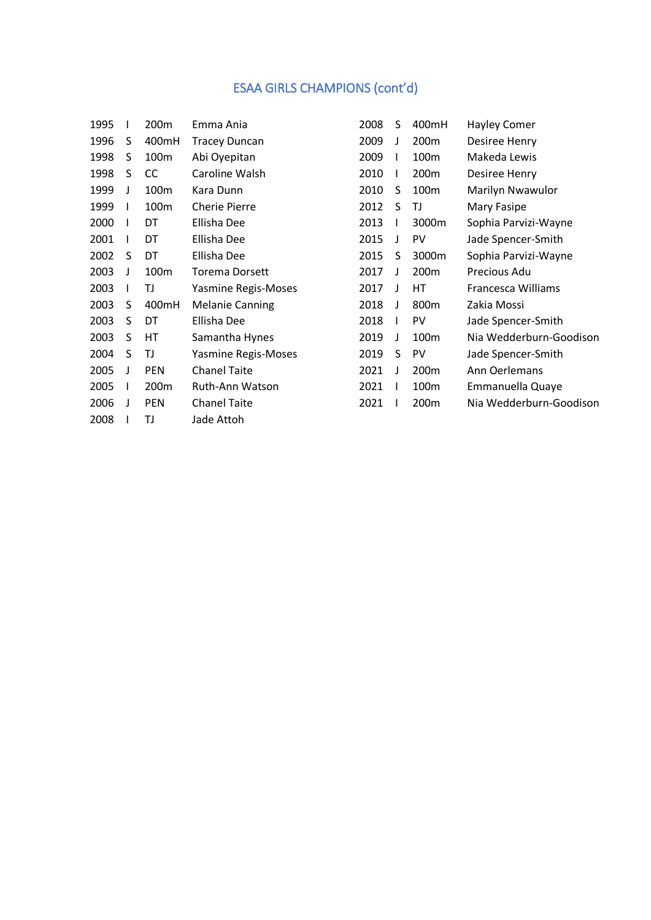## ESAA GIRLS CHAMPIONS (cont'd)

| | | | |
|---|---|---|---|
| 1995 | I | 200m | Emma Ania |
| 1996 | S | 400mH | Tracey Duncan |
| 1998 | S | 100m | Abi Oyepitan |
| 1998 | S | CC | Caroline Walsh |
| 1999 | J | 100m | Kara Dunn |
| 1999 | I | 100m | Cherie Pierre |
| 2000 | I | DT | Ellisha Dee |
| 2001 | I | DT | Ellisha Dee |
| 2002 | S | DT | Ellisha Dee |
| 2003 | J | 100m | Torema Dorsett |
| 2003 | I | TJ | Yasmine Regis-Moses |
| 2003 | S | 400mH | Melanie Canning |
| 2003 | S | DT | Ellisha Dee |
| 2003 | S | HT | Samantha Hynes |
| 2004 | S | TJ | Yasmine Regis-Moses |
| 2005 | J | PEN | Chanel Taite |
| 2005 | I | 200m | Ruth-Ann Watson |
| 2006 | J | PEN | Chanel Taite |
| 2008 | I | TJ | Jade Attoh |
| 2008 | S | 400mH | Hayley Comer |
| 2009 | J | 200m | Desiree Henry |
| 2009 | I | 100m | Makeda Lewis |
| 2010 | I | 200m | Desiree Henry |
| 2010 | S | 100m | Marilyn Nwawulor |
| 2012 | S | TJ | Mary Fasipe |
| 2013 | I | 3000m | Sophia Parvizi-Wayne |
| 2015 | J | PV | Jade Spencer-Smith |
| 2015 | S | 3000m | Sophia Parvizi-Wayne |
| 2017 | J | 200m | Precious Adu |
| 2017 | J | HT | Francesca Williams |
| 2018 | J | 800m | Zakia Mossi |
| 2018 | I | PV | Jade Spencer-Smith |
| 2019 | J | 100m | Nia Wedderburn-Goodison |
| 2019 | S | PV | Jade Spencer-Smith |
| 2021 | J | 200m | Ann Oerlemans |
| 2021 | I | 100m | Emmanuella Quaye |
| 2021 | I | 200m | Nia Wedderburn-Goodison |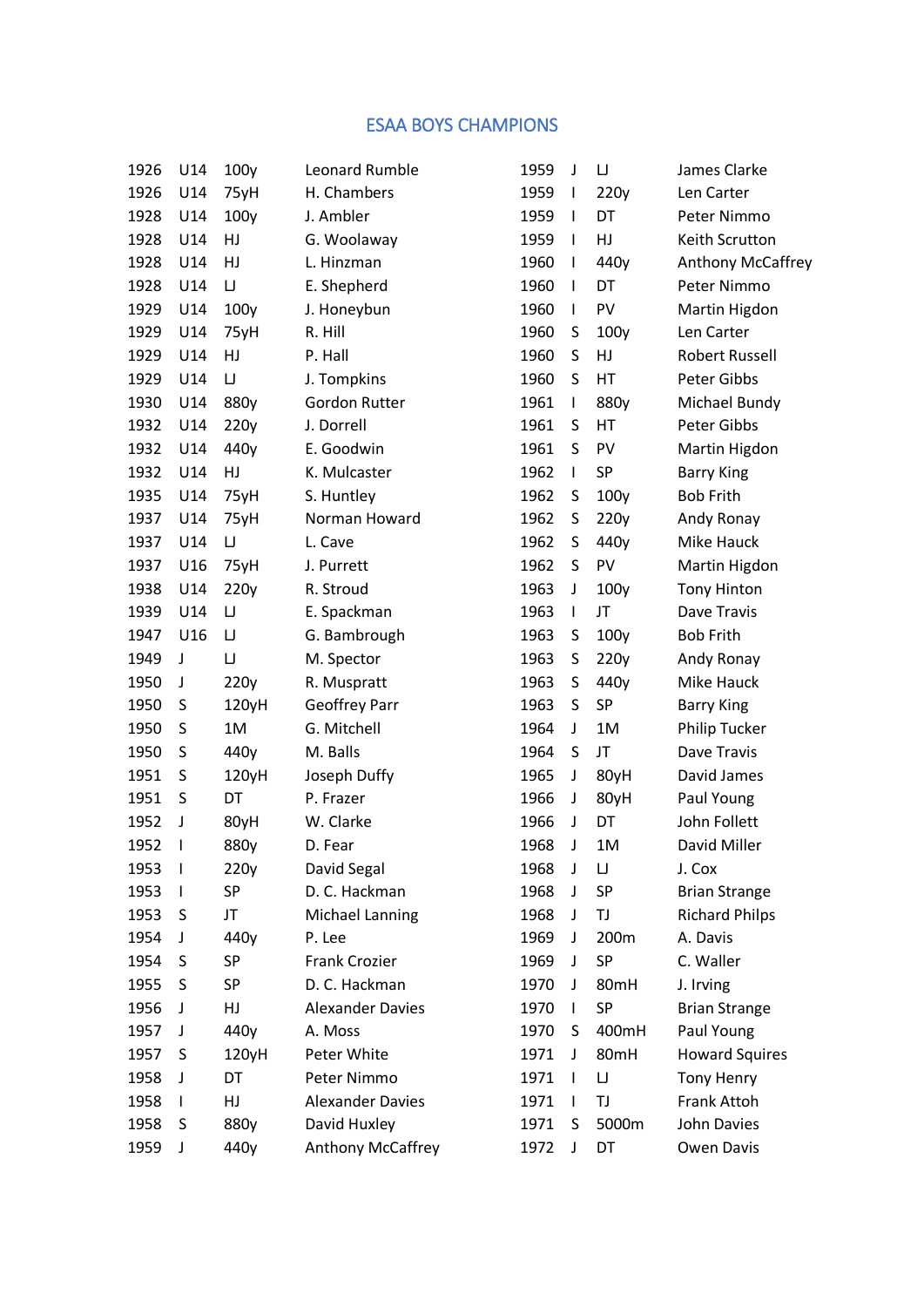# ESAA BOYS CHAMPIONS

| | | | |
|---|---|---|---|
| 1926 | U14 | 100y | Leonard Rumble |
| 1926 | U14 | 75yH | H. Chambers |
| 1928 | U14 | 100y | J. Ambler |
| 1928 | U14 | HJ | G. Woolaway |
| 1928 | U14 | HJ | L. Hinzman |
| 1928 | U14 | LJ | E. Shepherd |
| 1929 | U14 | 100y | J. Honeybun |
| 1929 | U14 | 75yH | R. Hill |
| 1929 | U14 | HJ | P. Hall |
| 1929 | U14 | LJ | J. Tompkins |
| 1930 | U14 | 880y | Gordon Rutter |
| 1932 | U14 | 220y | J. Dorrell |
| 1932 | U14 | 440y | E. Goodwin |
| 1932 | U14 | HJ | K. Mulcaster |
| 1935 | U14 | 75yH | S. Huntley |
| 1937 | U14 | 75yH | Norman Howard |
| 1937 | U14 | LJ | L. Cave |
| 1937 | U16 | 75yH | J. Purrett |
| 1938 | U14 | 220y | R. Stroud |
| 1939 | U14 | LJ | E. Spackman |
| 1947 | U16 | LJ | G. Bambrough |
| 1949 | J | LJ | M. Spector |
| 1950 | J | 220y | R. Muspratt |
| 1950 | S | 120yH | Geoffrey Parr |
| 1950 | S | 1M | G. Mitchell |
| 1950 | S | 440y | M. Balls |
| 1951 | S | 120yH | Joseph Duffy |
| 1951 | S | DT | P. Frazer |
| 1952 | J | 80yH | W. Clarke |
| 1952 | I | 880y | D. Fear |
| 1953 | I | 220y | David Segal |
| 1953 | I | SP | D. C. Hackman |
| 1953 | S | JT | Michael Lanning |
| 1954 | J | 440y | P. Lee |
| 1954 | S | SP | Frank Crozier |
| 1955 | S | SP | D. C. Hackman |
| 1956 | J | HJ | Alexander Davies |
| 1957 | J | 440y | A. Moss |
| 1957 | S | 120yH | Peter White |
| 1958 | J | DT | Peter Nimmo |
| 1958 | I | HJ | Alexander Davies |
| 1958 | S | 880y | David Huxley |
| 1959 | J | 440y | Anthony McCaffrey |
| 1959 | J | LJ | James Clarke |
| 1959 | I | 220y | Len Carter |
| 1959 | I | DT | Peter Nimmo |
| 1959 | I | HJ | Keith Scrutton |
| 1960 | I | 440y | Anthony McCaffrey |
| 1960 | I | DT | Peter Nimmo |
| 1960 | I | PV | Martin Higdon |
| 1960 | S | 100y | Len Carter |
| 1960 | S | HJ | Robert Russell |
| 1960 | S | HT | Peter Gibbs |
| 1961 | I | 880y | Michael Bundy |
| 1961 | S | HT | Peter Gibbs |
| 1961 | S | PV | Martin Higdon |
| 1962 | I | SP | Barry King |
| 1962 | S | 100y | Bob Frith |
| 1962 | S | 220y | Andy Ronay |
| 1962 | S | 440y | Mike Hauck |
| 1962 | S | PV | Martin Higdon |
| 1963 | J | 100y | Tony Hinton |
| 1963 | I | JT | Dave Travis |
| 1963 | S | 100y | Bob Frith |
| 1963 | S | 220y | Andy Ronay |
| 1963 | S | 440y | Mike Hauck |
| 1963 | S | SP | Barry King |
| 1964 | J | 1M | Philip Tucker |
| 1964 | S | JT | Dave Travis |
| 1965 | J | 80yH | David James |
| 1966 | J | 80yH | Paul Young |
| 1966 | J | DT | John Follett |
| 1968 | J | 1M | David Miller |
| 1968 | J | LJ | J. Cox |
| 1968 | J | SP | Brian Strange |
| 1968 | J | TJ | Richard Philps |
| 1969 | J | 200m | A. Davis |
| 1969 | J | SP | C. Waller |
| 1970 | J | 80mH | J. Irving |
| 1970 | I | SP | Brian Strange |
| 1970 | S | 400mH | Paul Young |
| 1971 | J | 80mH | Howard Squires |
| 1971 | I | LJ | Tony Henry |
| 1971 | I | TJ | Frank Attoh |
| 1971 | S | 5000m | John Davies |
| 1972 | J | DT | Owen Davis |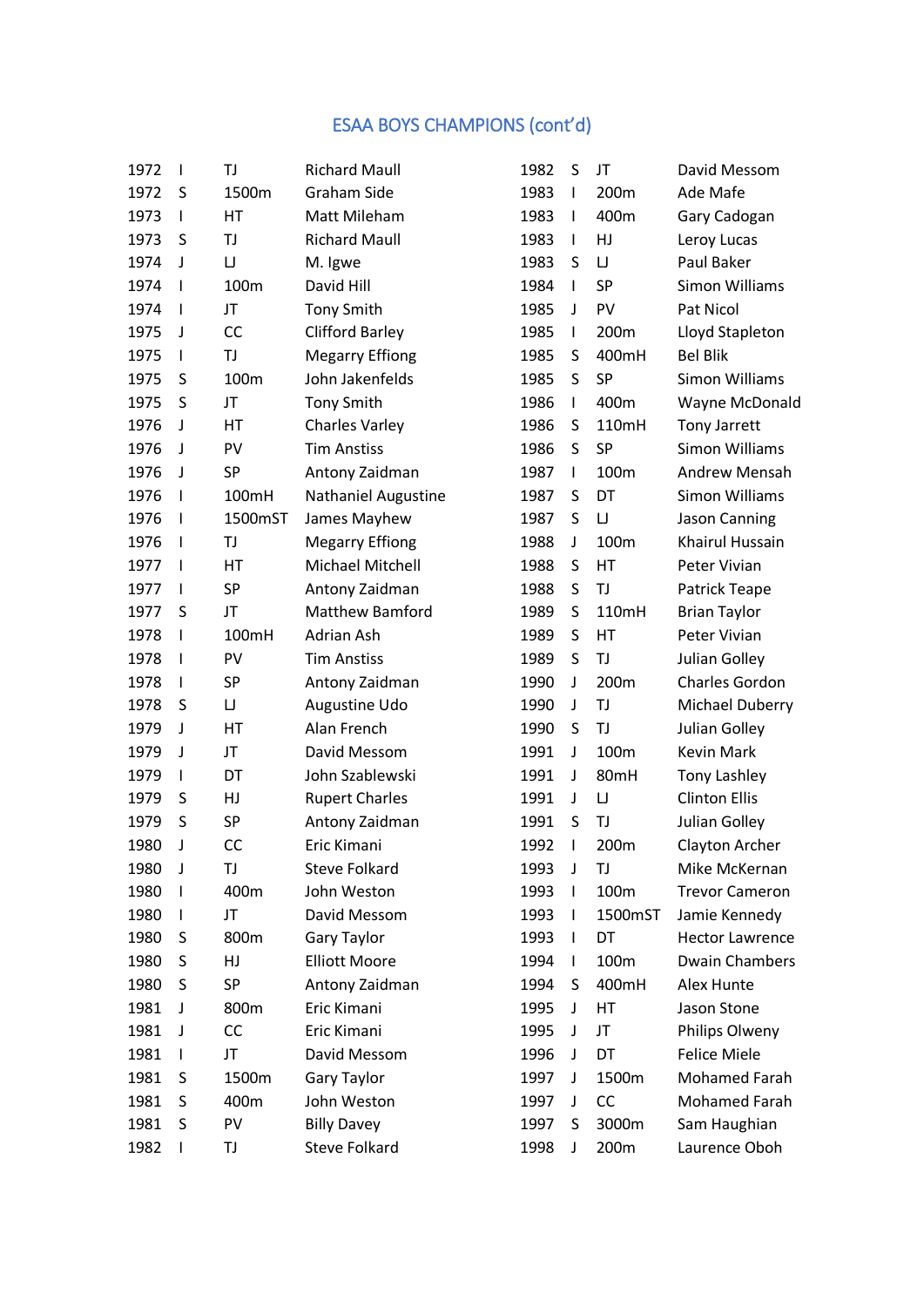## ESAA BOYS CHAMPIONS (cont'd)

| Year | Age | Event | Name |
|---|---|---|---|
| 1972 | I | TJ | Richard Maull |
| 1972 | S | 1500m | Graham Side |
| 1973 | I | HT | Matt Mileham |
| 1973 | S | TJ | Richard Maull |
| 1974 | J | LJ | M. Igwe |
| 1974 | I | 100m | David Hill |
| 1974 | I | JT | Tony Smith |
| 1975 | J | CC | Clifford Barley |
| 1975 | I | TJ | Megarry Effiong |
| 1975 | S | 100m | John Jakenfelds |
| 1975 | S | JT | Tony Smith |
| 1976 | J | HT | Charles Varley |
| 1976 | J | PV | Tim Anstiss |
| 1976 | J | SP | Antony Zaidman |
| 1976 | I | 100mH | Nathaniel Augustine |
| 1976 | I | 1500mST | James Mayhew |
| 1976 | I | TJ | Megarry Effiong |
| 1977 | I | HT | Michael Mitchell |
| 1977 | I | SP | Antony Zaidman |
| 1977 | S | JT | Matthew Bamford |
| 1978 | I | 100mH | Adrian Ash |
| 1978 | I | PV | Tim Anstiss |
| 1978 | I | SP | Antony Zaidman |
| 1978 | S | LJ | Augustine Udo |
| 1979 | J | HT | Alan French |
| 1979 | J | JT | David Messom |
| 1979 | I | DT | John Szablewski |
| 1979 | S | HJ | Rupert Charles |
| 1979 | S | SP | Antony Zaidman |
| 1980 | J | CC | Eric Kimani |
| 1980 | J | TJ | Steve Folkard |
| 1980 | I | 400m | John Weston |
| 1980 | I | JT | David Messom |
| 1980 | S | 800m | Gary Taylor |
| 1980 | S | HJ | Elliott Moore |
| 1980 | S | SP | Antony Zaidman |
| 1981 | J | 800m | Eric Kimani |
| 1981 | J | CC | Eric Kimani |
| 1981 | I | JT | David Messom |
| 1981 | S | 1500m | Gary Taylor |
| 1981 | S | 400m | John Weston |
| 1981 | S | PV | Billy Davey |
| 1982 | I | TJ | Steve Folkard |
| 1982 | S | JT | David Messom |
| 1983 | I | 200m | Ade Mafe |
| 1983 | I | 400m | Gary Cadogan |
| 1983 | I | HJ | Leroy Lucas |
| 1983 | S | LJ | Paul Baker |
| 1984 | I | SP | Simon Williams |
| 1985 | J | PV | Pat Nicol |
| 1985 | I | 200m | Lloyd Stapleton |
| 1985 | S | 400mH | Bel Blik |
| 1985 | S | SP | Simon Williams |
| 1986 | I | 400m | Wayne McDonald |
| 1986 | S | 110mH | Tony Jarrett |
| 1986 | S | SP | Simon Williams |
| 1987 | I | 100m | Andrew Mensah |
| 1987 | S | DT | Simon Williams |
| 1987 | S | LJ | Jason Canning |
| 1988 | J | 100m | Khairul Hussain |
| 1988 | S | HT | Peter Vivian |
| 1988 | S | TJ | Patrick Teape |
| 1989 | S | 110mH | Brian Taylor |
| 1989 | S | HT | Peter Vivian |
| 1989 | S | TJ | Julian Golley |
| 1990 | J | 200m | Charles Gordon |
| 1990 | J | TJ | Michael Duberry |
| 1990 | S | TJ | Julian Golley |
| 1991 | J | 100m | Kevin Mark |
| 1991 | J | 80mH | Tony Lashley |
| 1991 | J | LJ | Clinton Ellis |
| 1991 | S | TJ | Julian Golley |
| 1992 | I | 200m | Clayton Archer |
| 1993 | J | TJ | Mike McKernan |
| 1993 | I | 100m | Trevor Cameron |
| 1993 | I | 1500mST | Jamie Kennedy |
| 1993 | I | DT | Hector Lawrence |
| 1994 | I | 100m | Dwain Chambers |
| 1994 | S | 400mH | Alex Hunte |
| 1995 | J | HT | Jason Stone |
| 1995 | J | JT | Philips Olweny |
| 1996 | J | DT | Felice Miele |
| 1997 | J | 1500m | Mohamed Farah |
| 1997 | J | CC | Mohamed Farah |
| 1997 | S | 3000m | Sam Haughian |
| 1998 | J | 200m | Laurence Oboh |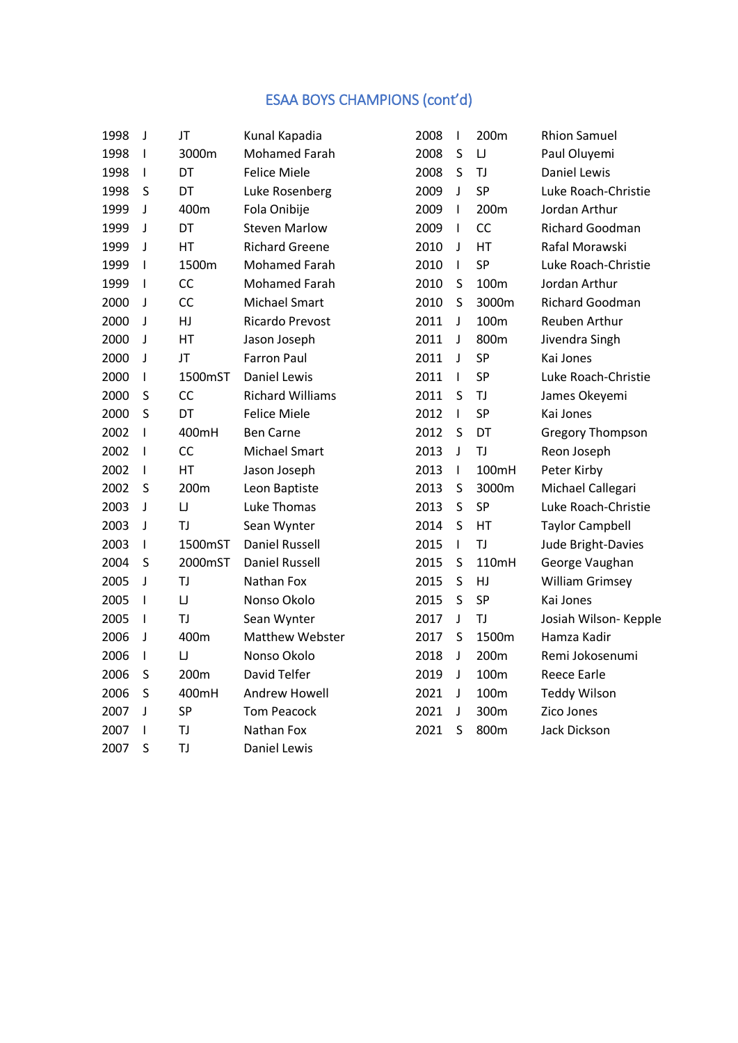## ESAA BOYS CHAMPIONS (cont'd)

| Year | Age | Event | Name |
|---|---|---|---|
| 1998 | J | JT | Kunal Kapadia |
| 1998 | I | 3000m | Mohamed Farah |
| 1998 | I | DT | Felice Miele |
| 1998 | S | DT | Luke Rosenberg |
| 1999 | J | 400m | Fola Onibije |
| 1999 | J | DT | Steven Marlow |
| 1999 | J | HT | Richard Greene |
| 1999 | I | 1500m | Mohamed Farah |
| 1999 | I | CC | Mohamed Farah |
| 2000 | J | CC | Michael Smart |
| 2000 | J | HJ | Ricardo Prevost |
| 2000 | J | HT | Jason Joseph |
| 2000 | J | JT | Farron Paul |
| 2000 | I | 1500mST | Daniel Lewis |
| 2000 | S | CC | Richard Williams |
| 2000 | S | DT | Felice Miele |
| 2002 | I | 400mH | Ben Carne |
| 2002 | I | CC | Michael Smart |
| 2002 | I | HT | Jason Joseph |
| 2002 | S | 200m | Leon Baptiste |
| 2003 | J | LJ | Luke Thomas |
| 2003 | J | TJ | Sean Wynter |
| 2003 | I | 1500mST | Daniel Russell |
| 2004 | S | 2000mST | Daniel Russell |
| 2005 | J | TJ | Nathan Fox |
| 2005 | I | LJ | Nonso Okolo |
| 2005 | I | TJ | Sean Wynter |
| 2006 | J | 400m | Matthew Webster |
| 2006 | I | LJ | Nonso Okolo |
| 2006 | S | 200m | David Telfer |
| 2006 | S | 400mH | Andrew Howell |
| 2007 | J | SP | Tom Peacock |
| 2007 | I | TJ | Nathan Fox |
| 2007 | S | TJ | Daniel Lewis |
| 2008 | I | 200m | Rhion Samuel |
| 2008 | S | LJ | Paul Oluyemi |
| 2008 | S | TJ | Daniel Lewis |
| 2009 | J | SP | Luke Roach-Christie |
| 2009 | I | 200m | Jordan Arthur |
| 2009 | I | CC | Richard Goodman |
| 2010 | J | HT | Rafal Morawski |
| 2010 | I | SP | Luke Roach-Christie |
| 2010 | S | 100m | Jordan Arthur |
| 2010 | S | 3000m | Richard Goodman |
| 2011 | J | 100m | Reuben Arthur |
| 2011 | J | 800m | Jivendra Singh |
| 2011 | J | SP | Kai Jones |
| 2011 | I | SP | Luke Roach-Christie |
| 2011 | S | TJ | James Okeyemi |
| 2012 | I | SP | Kai Jones |
| 2012 | S | DT | Gregory Thompson |
| 2013 | J | TJ | Reon Joseph |
| 2013 | I | 100mH | Peter Kirby |
| 2013 | S | 3000m | Michael Callegari |
| 2013 | S | SP | Luke Roach-Christie |
| 2014 | S | HT | Taylor Campbell |
| 2015 | I | TJ | Jude Bright-Davies |
| 2015 | S | 110mH | George Vaughan |
| 2015 | S | HJ | William Grimsey |
| 2015 | S | SP | Kai Jones |
| 2017 | J | TJ | Josiah Wilson- Kepple |
| 2017 | S | 1500m | Hamza Kadir |
| 2018 | J | 200m | Remi Jokosenumi |
| 2019 | J | 100m | Reece Earle |
| 2021 | J | 100m | Teddy Wilson |
| 2021 | J | 300m | Zico Jones |
| 2021 | S | 800m | Jack Dickson |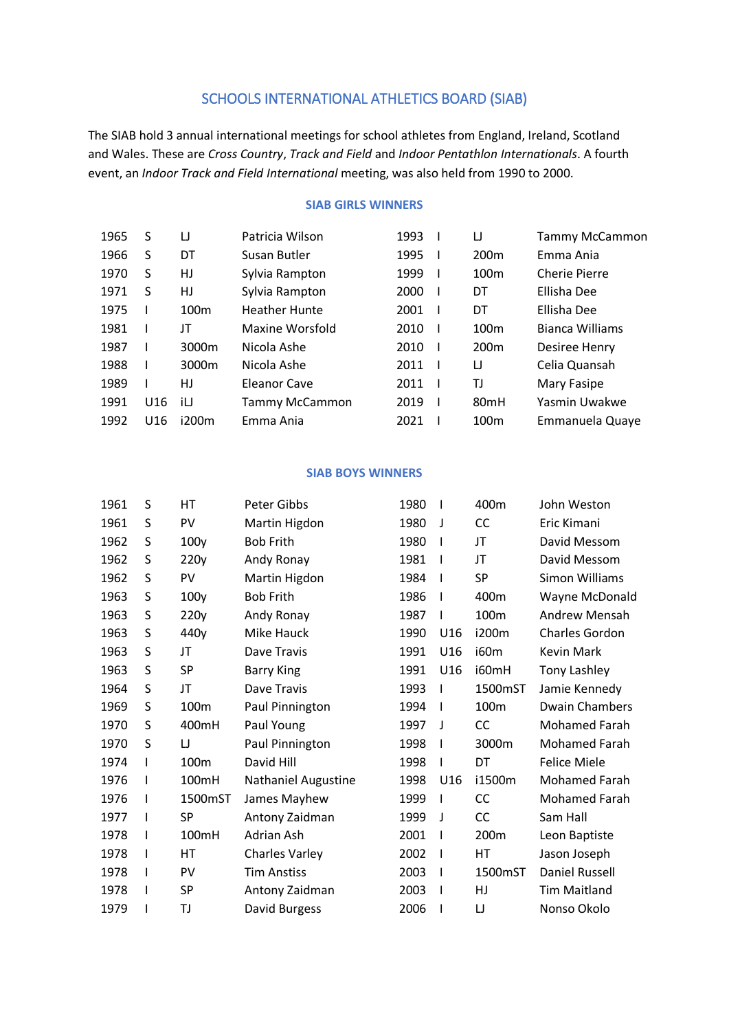## SCHOOLS INTERNATIONAL ATHLETICS BOARD (SIAB)

The SIAB hold 3 annual international meetings for school athletes from England, Ireland, Scotland and Wales. These are *Cross Country*, *Track and Field* and *Indoor Pentathlon Internationals*. A fourth event, an *Indoor Track and Field International* meeting, was also held from 1990 to 2000.

### SIAB GIRLS WINNERS

| | | | | | | | |
|---|---|---|---|---|---|---|---|
| 1965 | S | LJ | Patricia Wilson | 1993 | I | LJ | Tammy McCammon |
| 1966 | S | DT | Susan Butler | 1995 | I | 200m | Emma Ania |
| 1970 | S | HJ | Sylvia Rampton | 1999 | I | 100m | Cherie Pierre |
| 1971 | S | HJ | Sylvia Rampton | 2000 | I | DT | Ellisha Dee |
| 1975 | I | 100m | Heather Hunte | 2001 | I | DT | Ellisha Dee |
| 1981 | I | JT | Maxine Worsfold | 2010 | I | 100m | Bianca Williams |
| 1987 | I | 3000m | Nicola Ashe | 2010 | I | 200m | Desiree Henry |
| 1988 | I | 3000m | Nicola Ashe | 2011 | I | LJ | Celia Quansah |
| 1989 | I | HJ | Eleanor Cave | 2011 | I | TJ | Mary Fasipe |
| 1991 | U16 | iLJ | Tammy McCammon | 2019 | I | 80mH | Yasmin Uwakwe |
| 1992 | U16 | i200m | Emma Ania | 2021 | I | 100m | Emmanuela Quaye |

### SIAB BOYS WINNERS

| | | | | | | | |
|---|---|---|---|---|---|---|---|
| 1961 | S | HT | Peter Gibbs | 1980 | I | 400m | John Weston |
| 1961 | S | PV | Martin Higdon | 1980 | J | CC | Eric Kimani |
| 1962 | S | 100y | Bob Frith | 1980 | I | JT | David Messom |
| 1962 | S | 220y | Andy Ronay | 1981 | I | JT | David Messom |
| 1962 | S | PV | Martin Higdon | 1984 | I | SP | Simon Williams |
| 1963 | S | 100y | Bob Frith | 1986 | I | 400m | Wayne McDonald |
| 1963 | S | 220y | Andy Ronay | 1987 | I | 100m | Andrew Mensah |
| 1963 | S | 440y | Mike Hauck | 1990 | U16 | i200m | Charles Gordon |
| 1963 | S | JT | Dave Travis | 1991 | U16 | i60m | Kevin Mark |
| 1963 | S | SP | Barry King | 1991 | U16 | i60mH | Tony Lashley |
| 1964 | S | JT | Dave Travis | 1993 | I | 1500mST | Jamie Kennedy |
| 1969 | S | 100m | Paul Pinnington | 1994 | I | 100m | Dwain Chambers |
| 1970 | S | 400mH | Paul Young | 1997 | J | CC | Mohamed Farah |
| 1970 | S | LJ | Paul Pinnington | 1998 | I | 3000m | Mohamed Farah |
| 1974 | I | 100m | David Hill | 1998 | I | DT | Felice Miele |
| 1976 | I | 100mH | Nathaniel Augustine | 1998 | U16 | i1500m | Mohamed Farah |
| 1976 | I | 1500mST | James Mayhew | 1999 | I | CC | Mohamed Farah |
| 1977 | I | SP | Antony Zaidman | 1999 | J | CC | Sam Hall |
| 1978 | I | 100mH | Adrian Ash | 2001 | I | 200m | Leon Baptiste |
| 1978 | I | HT | Charles Varley | 2002 | I | HT | Jason Joseph |
| 1978 | I | PV | Tim Anstiss | 2003 | I | 1500mST | Daniel Russell |
| 1978 | I | SP | Antony Zaidman | 2003 | I | HJ | Tim Maitland |
| 1979 | I | TJ | David Burgess | 2006 | I | LJ | Nonso Okolo |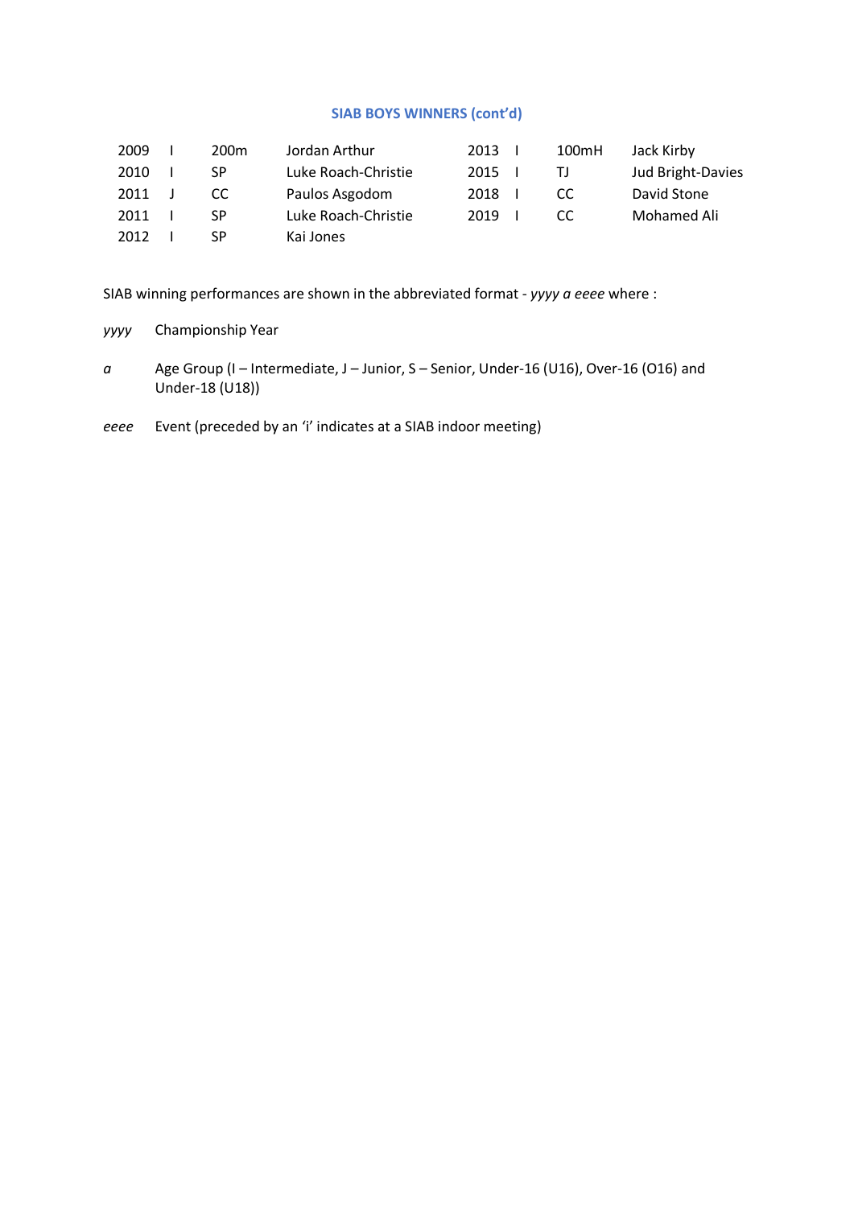### SIAB BOYS WINNERS (cont'd)

| | | | | | | | |
|---|---|---|---|---|---|---|---|
| 2009 | I | 200m | Jordan Arthur | 2013 | I | 100mH | Jack Kirby |
| 2010 | I | SP | Luke Roach-Christie | 2015 | I | TJ | Jud Bright-Davies |
| 2011 | J | CC | Paulos Asgodom | 2018 | I | CC | David Stone |
| 2011 | I | SP | Luke Roach-Christie | 2019 | I | CC | Mohamed Ali |
| 2012 | I | SP | Kai Jones | | | | |

SIAB winning performances are shown in the abbreviated format - *yyyy a eeee* where :

*yyyy* Championship Year

*a* Age Group (I – Intermediate, J – Junior, S – Senior, Under-16 (U16), Over-16 (O16) and Under-18 (U18))

*eeee* Event (preceded by an 'i' indicates at a SIAB indoor meeting)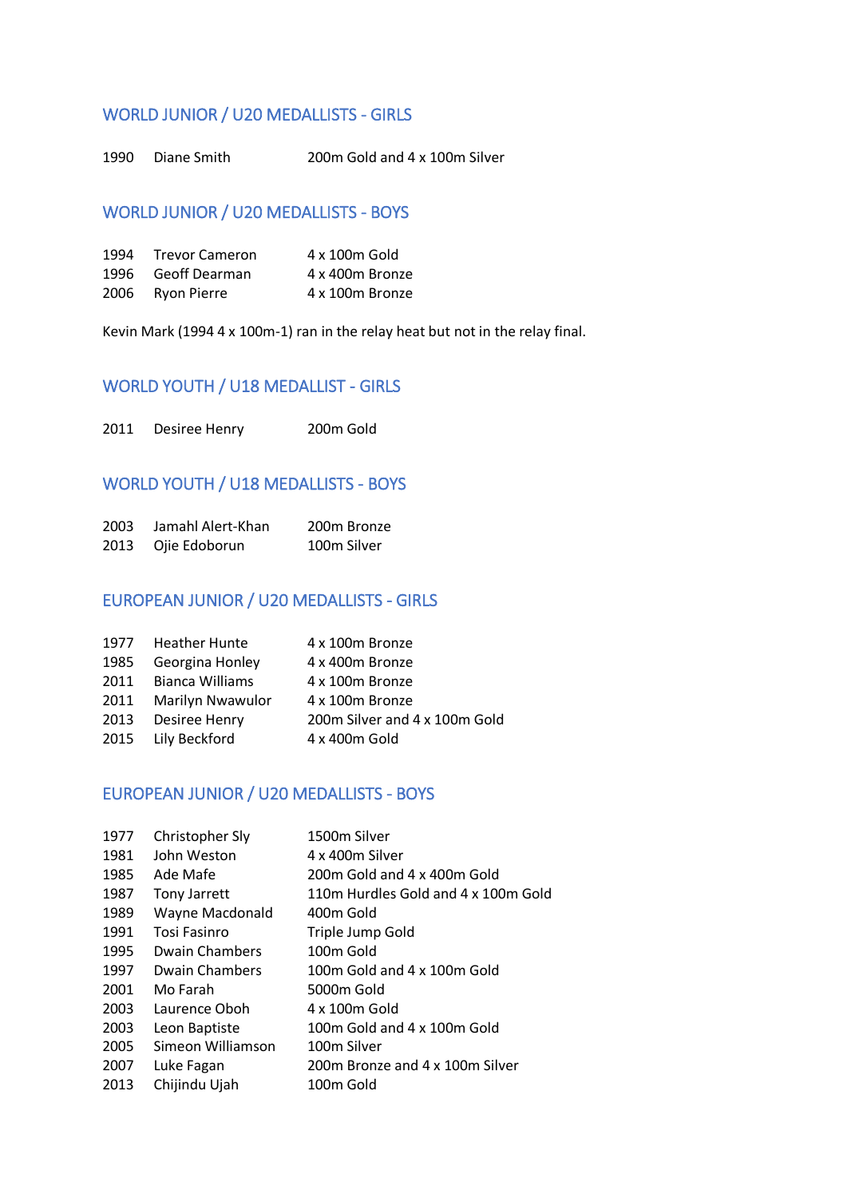## WORLD JUNIOR / U20 MEDALLISTS - GIRLS

| | | |
|---|---|---|
| 1990 | Diane Smith | 200m Gold and 4 x 100m Silver |

## WORLD JUNIOR / U20 MEDALLISTS - BOYS

| | | |
|---|---|---|
| 1994 | Trevor Cameron | 4 x 100m Gold |
| 1996 | Geoff Dearman | 4 x 400m Bronze |
| 2006 | Ryon Pierre | 4 x 100m Bronze |

Kevin Mark (1994 4 x 100m-1) ran in the relay heat but not in the relay final.

## WORLD YOUTH / U18 MEDALLIST - GIRLS

| | | |
|---|---|---|
| 2011 | Desiree Henry | 200m Gold |

## WORLD YOUTH / U18 MEDALLISTS - BOYS

| | | |
|---|---|---|
| 2003 | Jamahl Alert-Khan | 200m Bronze |
| 2013 | Ojie Edoborun | 100m Silver |

## EUROPEAN JUNIOR / U20 MEDALLISTS - GIRLS

| | | |
|---|---|---|
| 1977 | Heather Hunte | 4 x 100m Bronze |
| 1985 | Georgina Honley | 4 x 400m Bronze |
| 2011 | Bianca Williams | 4 x 100m Bronze |
| 2011 | Marilyn Nwawulor | 4 x 100m Bronze |
| 2013 | Desiree Henry | 200m Silver and 4 x 100m Gold |
| 2015 | Lily Beckford | 4 x 400m Gold |

## EUROPEAN JUNIOR / U20 MEDALLISTS - BOYS

| | | |
|---|---|---|
| 1977 | Christopher Sly | 1500m Silver |
| 1981 | John Weston | 4 x 400m Silver |
| 1985 | Ade Mafe | 200m Gold and 4 x 400m Gold |
| 1987 | Tony Jarrett | 110m Hurdles Gold and 4 x 100m Gold |
| 1989 | Wayne Macdonald | 400m Gold |
| 1991 | Tosi Fasinro | Triple Jump Gold |
| 1995 | Dwain Chambers | 100m Gold |
| 1997 | Dwain Chambers | 100m Gold and 4 x 100m Gold |
| 2001 | Mo Farah | 5000m Gold |
| 2003 | Laurence Oboh | 4 x 100m Gold |
| 2003 | Leon Baptiste | 100m Gold and 4 x 100m Gold |
| 2005 | Simeon Williamson | 100m Silver |
| 2007 | Luke Fagan | 200m Bronze and 4 x 100m Silver |
| 2013 | Chijindu Ujah | 100m Gold |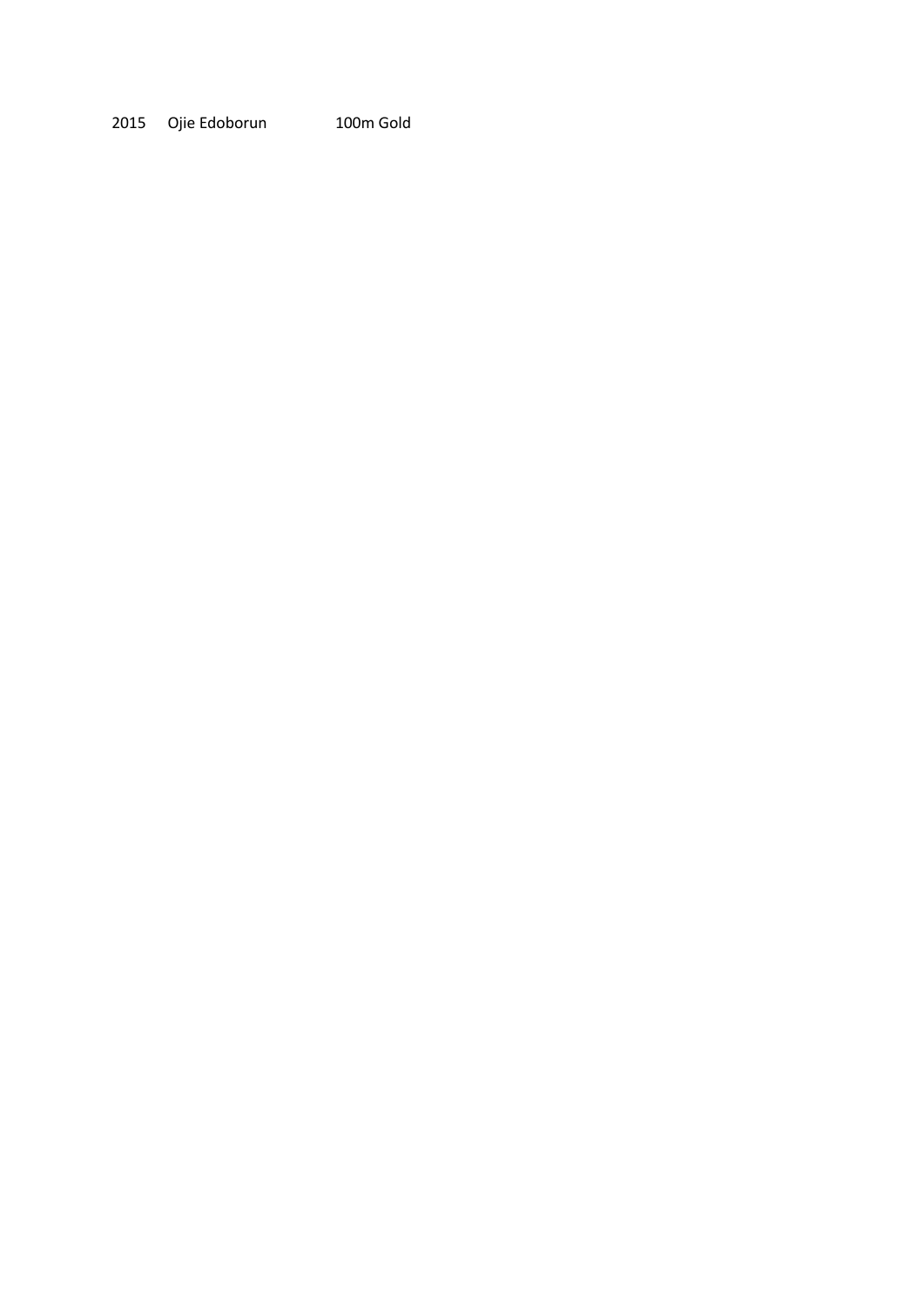| 2015 | Ojie Edoborun | 100m Gold |
| --- | --- | --- |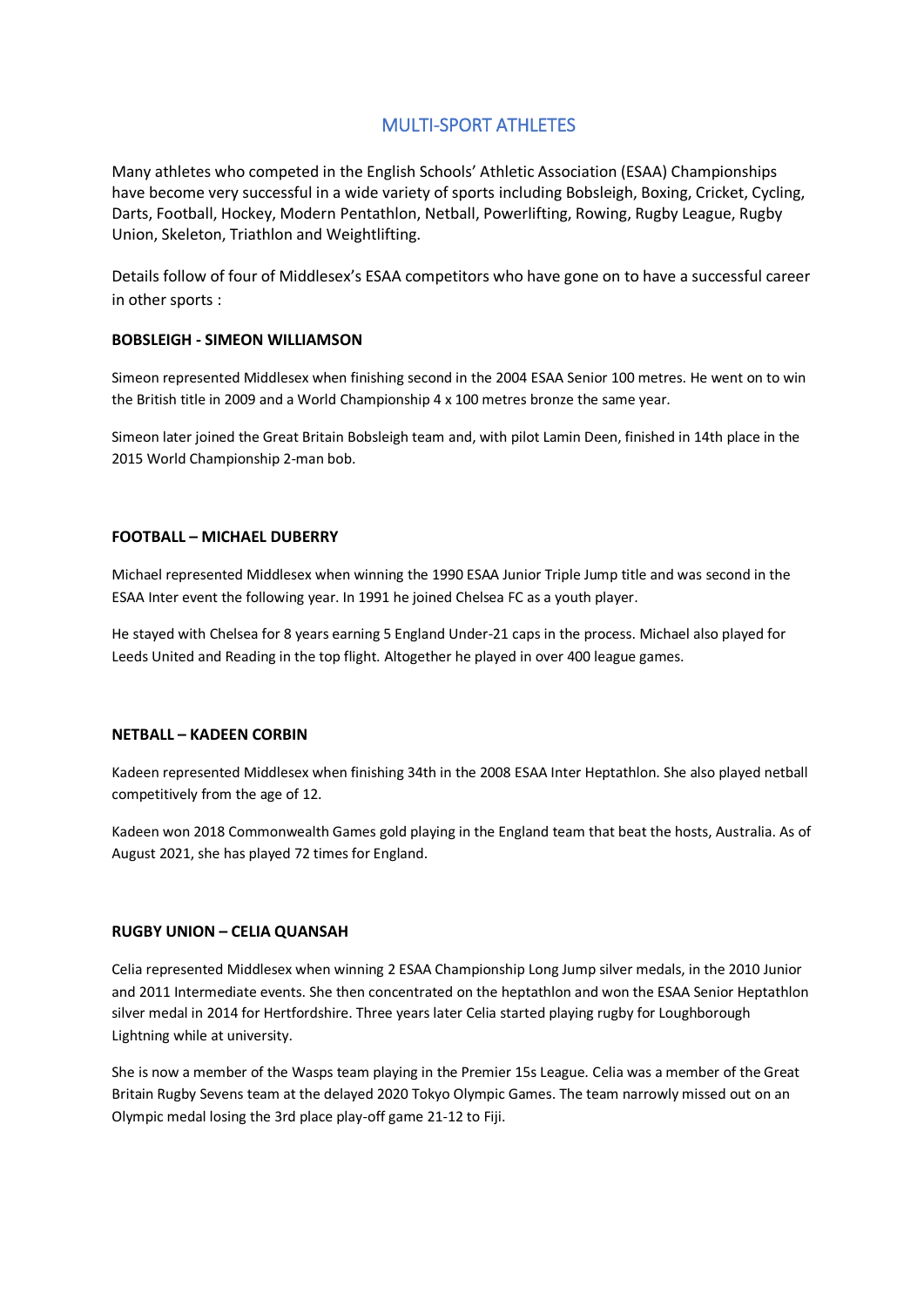# MULTI-SPORT ATHLETES

Many athletes who competed in the English Schools' Athletic Association (ESAA) Championships have become very successful in a wide variety of sports including Bobsleigh, Boxing, Cricket, Cycling, Darts, Football, Hockey, Modern Pentathlon, Netball, Powerlifting, Rowing, Rugby League, Rugby Union, Skeleton, Triathlon and Weightlifting.

Details follow of four of Middlesex's ESAA competitors who have gone on to have a successful career in other sports :

**BOBSLEIGH - SIMEON WILLIAMSON**

Simeon represented Middlesex when finishing second in the 2004 ESAA Senior 100 metres. He went on to win the British title in 2009 and a World Championship 4 x 100 metres bronze the same year.

Simeon later joined the Great Britain Bobsleigh team and, with pilot Lamin Deen, finished in 14th place in the 2015 World Championship 2-man bob.

**FOOTBALL – MICHAEL DUBERRY**

Michael represented Middlesex when winning the 1990 ESAA Junior Triple Jump title and was second in the ESAA Inter event the following year. In 1991 he joined Chelsea FC as a youth player.

He stayed with Chelsea for 8 years earning 5 England Under-21 caps in the process. Michael also played for Leeds United and Reading in the top flight. Altogether he played in over 400 league games.

**NETBALL – KADEEN CORBIN**

Kadeen represented Middlesex when finishing 34th in the 2008 ESAA Inter Heptathlon. She also played netball competitively from the age of 12.

Kadeen won 2018 Commonwealth Games gold playing in the England team that beat the hosts, Australia. As of August 2021, she has played 72 times for England.

**RUGBY UNION – CELIA QUANSAH**

Celia represented Middlesex when winning 2 ESAA Championship Long Jump silver medals, in the 2010 Junior and 2011 Intermediate events. She then concentrated on the heptathlon and won the ESAA Senior Heptathlon silver medal in 2014 for Hertfordshire. Three years later Celia started playing rugby for Loughborough Lightning while at university.

She is now a member of the Wasps team playing in the Premier 15s League. Celia was a member of the Great Britain Rugby Sevens team at the delayed 2020 Tokyo Olympic Games. The team narrowly missed out on an Olympic medal losing the 3rd place play-off game 21-12 to Fiji.